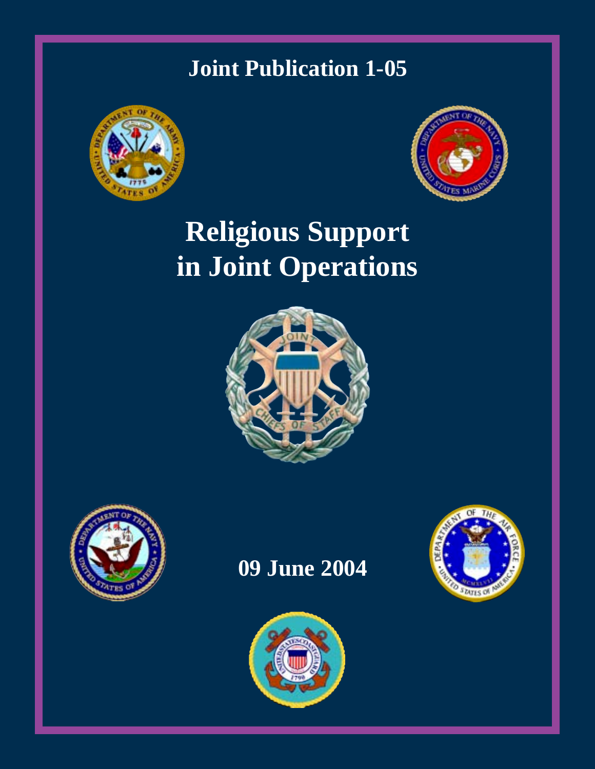# Joint Publication 1-05

# Religious Support in Joint Operations

## 09 June 2004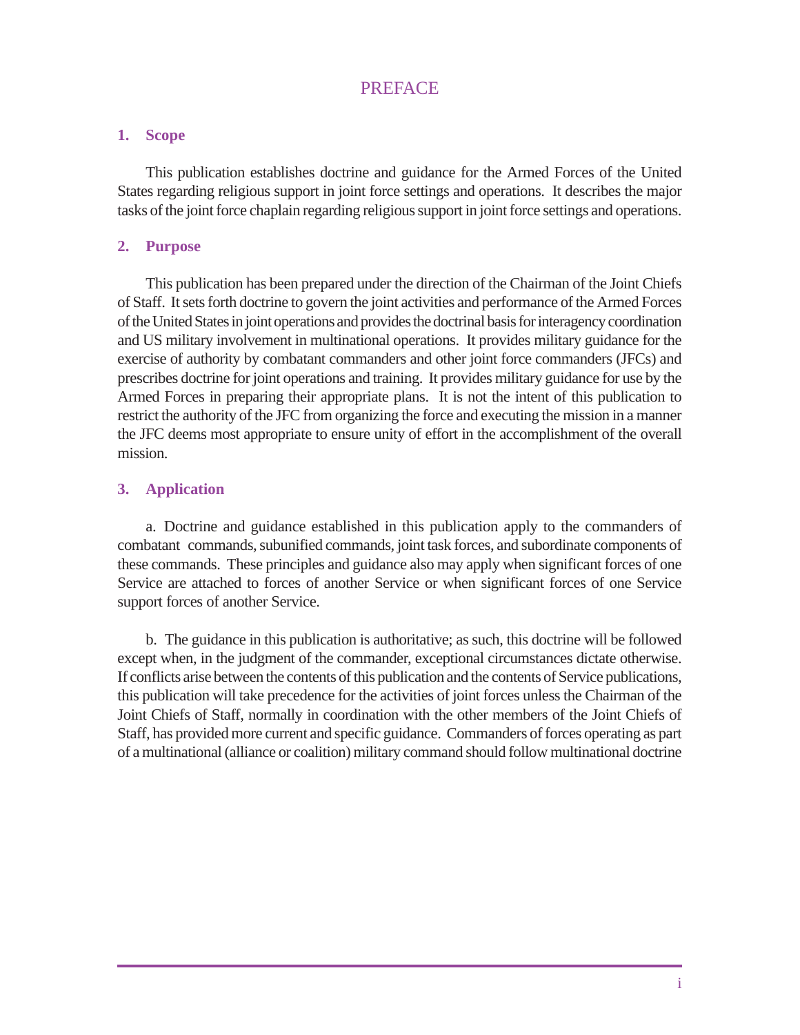# PREFACE

## 1. Scope

This publication establishes doctrine and guidance for the Armed Forces of the United States regarding religious support in joint force settings and operations. It describes the major tasks of the joint force chaplain regarding religious support in joint force settings and operations.

## 2. Purpose

This publication has been prepared under the direction of the Chairman of the Joint Chiefs of Staff. It sets forth doctrine to govern the joint activities and performance of the Armed Forces of the United States in joint operations and provides the doctrinal basis for interagency coordination and US military involvement in multinational operations. It provides military guidance for the exercise of authority by combatant commanders and other joint force commanders (JFCs) and prescribes doctrine for joint operations and training. It provides military guidance for use by the Armed Forces in preparing their appropriate plans. It is not the intent of this publication to restrict the authority of the JFC from organizing the force and executing the mission in a manner the JFC deems most appropriate to ensure unity of effort in the accomplishment of the overall mission.

## 3. Application

a. Doctrine and guidance established in this publication apply to the commanders of combatant commands, subunified commands, joint task forces, and subordinate components of these commands. These principles and guidance also may apply when significant forces of one Service are attached to forces of another Service or when significant forces of one Service support forces of another Service.

b. The guidance in this publication is authoritative; as such, this doctrine will be followed except when, in the judgment of the commander, exceptional circumstances dictate otherwise. If conflicts arise between the contents of this publication and the contents of Service publications, this publication will take precedence for the activities of joint forces unless the Chairman of the Joint Chiefs of Staff, normally in coordination with the other members of the Joint Chiefs of Staff, has provided more current and specific guidance. Commanders of forces operating as part of a multinational (alliance or coalition) military command should follow multinational doctrine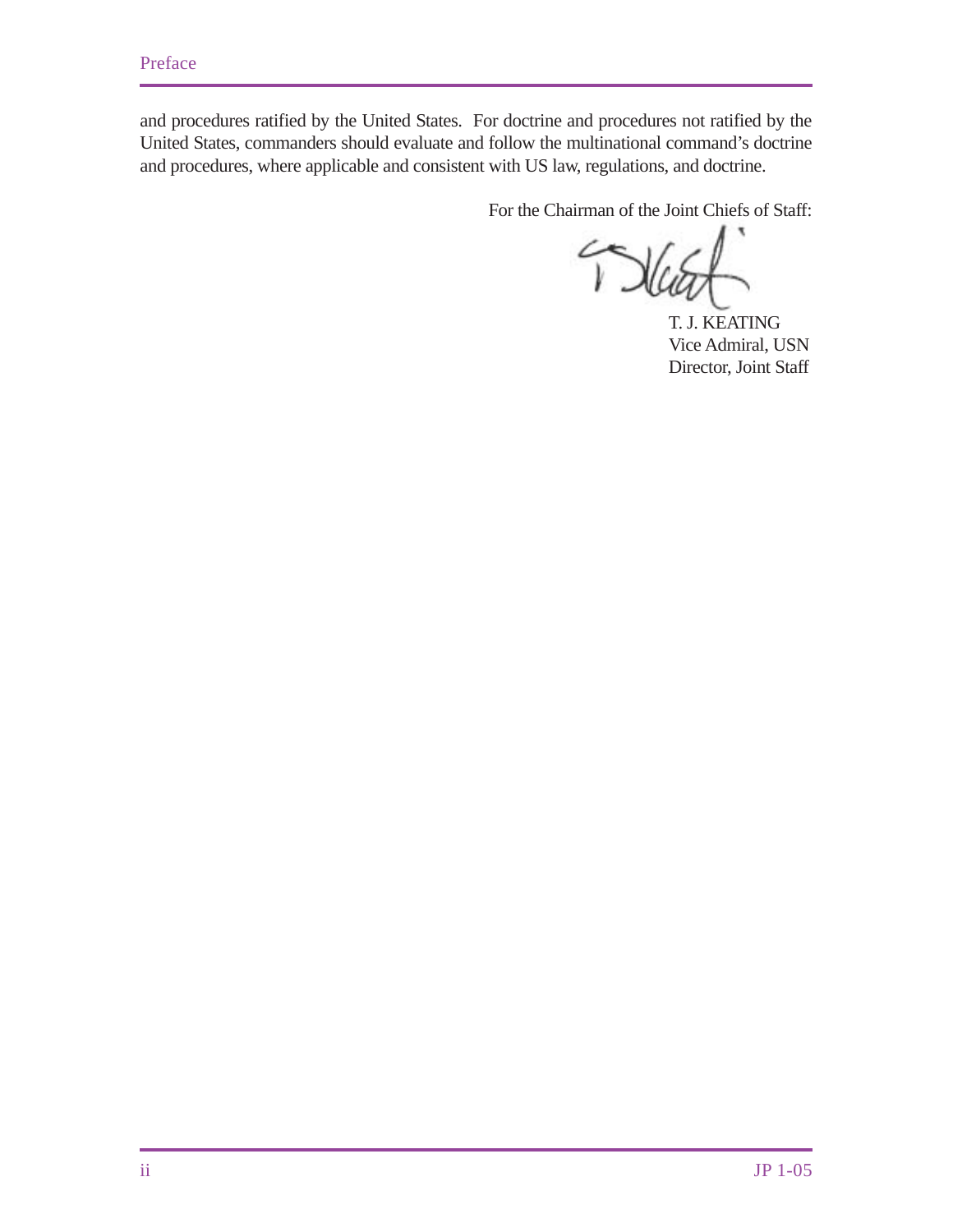and procedures ratified by the United States. For doctrine and procedures not ratified by the United States, commanders should evaluate and follow the multinational command's doctrine and procedures, where applicable and consistent with US law, regulations, and doctrine.

For the Chairman of the Joint Chiefs of Staff:

T. J. KEATING
Vice Admiral, USN
Director, Joint Staff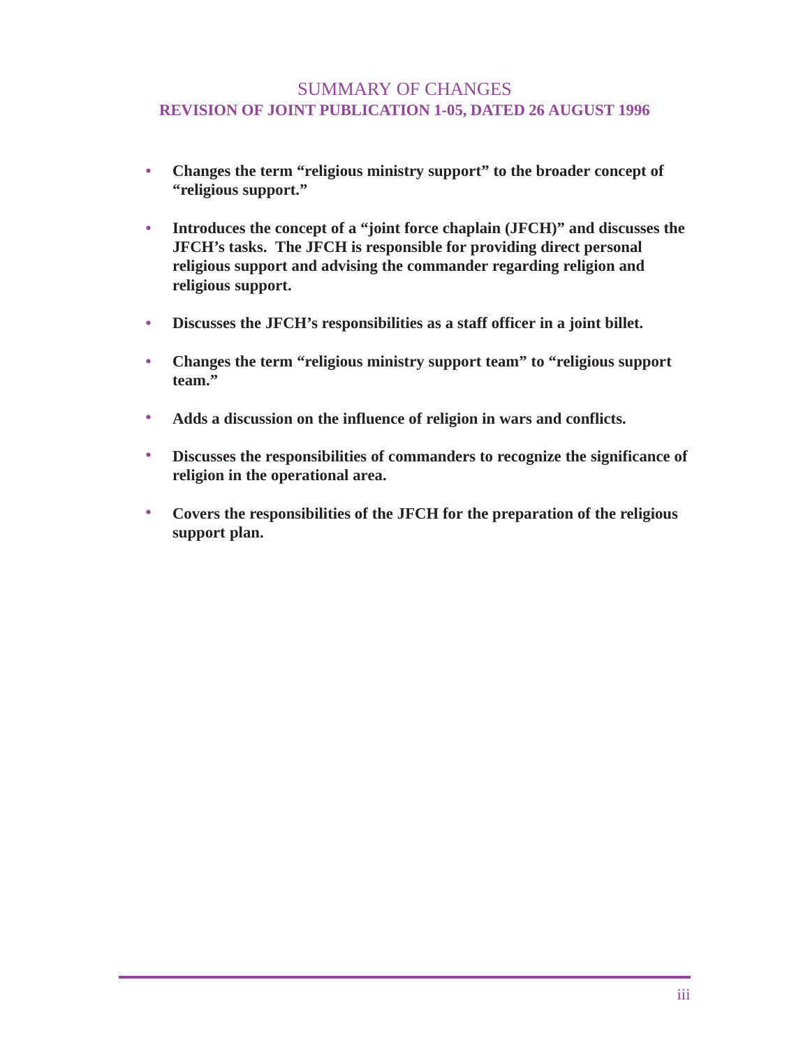# SUMMARY OF CHANGES

## REVISION OF JOINT PUBLICATION 1-05, DATED 26 AUGUST 1996

- **Changes the term "religious ministry support" to the broader concept of "religious support."**
- **Introduces the concept of a "joint force chaplain (JFCH)" and discusses the JFCH's tasks. The JFCH is responsible for providing direct personal religious support and advising the commander regarding religion and religious support.**
- **Discusses the JFCH's responsibilities as a staff officer in a joint billet.**
- **Changes the term "religious ministry support team" to "religious support team."**
- **Adds a discussion on the influence of religion in wars and conflicts.**
- **Discusses the responsibilities of commanders to recognize the significance of religion in the operational area.**
- **Covers the responsibilities of the JFCH for the preparation of the religious support plan.**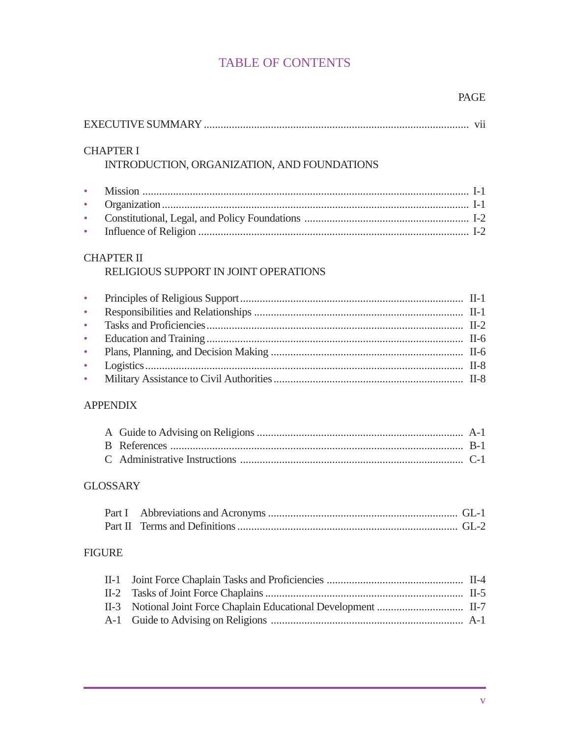# TABLE OF CONTENTS

PAGE

EXECUTIVE SUMMARY ............................................................................................. vii

CHAPTER I
INTRODUCTION, ORGANIZATION, AND FOUNDATIONS

- Mission .................................................................................................................. I-1
- Organization .......................................................................................................... I-1
- Constitutional, Legal, and Policy Foundations ..................................................... I-2
- Influence of Religion ............................................................................................. I-2

CHAPTER II
RELIGIOUS SUPPORT IN JOINT OPERATIONS

- Principles of Religious Support ............................................................................ II-1
- Responsibilities and Relationships ....................................................................... II-1
- Tasks and Proficiencies ........................................................................................ II-2
- Education and Training ........................................................................................ II-6
- Plans, Planning, and Decision Making ................................................................. II-6
- Logistics ............................................................................................................... II-8
- Military Assistance to Civil Authorities ................................................................ II-8

APPENDIX

A Guide to Advising on Religions ........................................................................ A-1
B References ........................................................................................................ B-1
C Administrative Instructions .............................................................................. C-1

GLOSSARY

Part I Abbreviations and Acronyms ..................................................................... GL-1
Part II Terms and Definitions .............................................................................. GL-2

FIGURE

II-1 Joint Force Chaplain Tasks and Proficiencies ................................................ II-4
II-2 Tasks of Joint Force Chaplains ...................................................................... II-5
II-3 Notional Joint Force Chaplain Educational Development ............................... II-7
A-1 Guide to Advising on Religions ..................................................................... A-1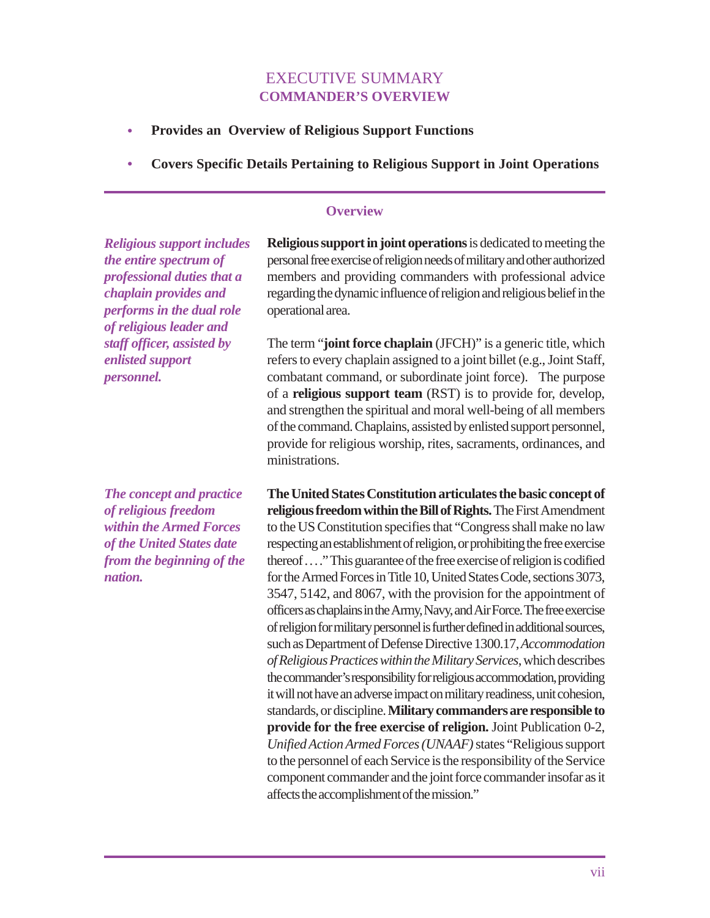# EXECUTIVE SUMMARY
## COMMANDER'S OVERVIEW

- **Provides an Overview of Religious Support Functions**
- **Covers Specific Details Pertaining to Religious Support in Joint Operations**

### Overview

***Religious support includes the entire spectrum of professional duties that a chaplain provides and performs in the dual role of religious leader and staff officer, assisted by enlisted support personnel.***

**Religious support in joint operations** is dedicated to meeting the personal free exercise of religion needs of military and other authorized members and providing commanders with professional advice regarding the dynamic influence of religion and religious belief in the operational area.

The term "**joint force chaplain** (JFCH)" is a generic title, which refers to every chaplain assigned to a joint billet (e.g., Joint Staff, combatant command, or subordinate joint force). The purpose of a **religious support team** (RST) is to provide for, develop, and strengthen the spiritual and moral well-being of all members of the command. Chaplains, assisted by enlisted support personnel, provide for religious worship, rites, sacraments, ordinances, and ministrations.

***The concept and practice of religious freedom within the Armed Forces of the United States date from the beginning of the nation.***

**The United States Constitution articulates the basic concept of religious freedom within the Bill of Rights.** The First Amendment to the US Constitution specifies that "Congress shall make no law respecting an establishment of religion, or prohibiting the free exercise thereof . . . ." This guarantee of the free exercise of religion is codified for the Armed Forces in Title 10, United States Code, sections 3073, 3547, 5142, and 8067, with the provision for the appointment of officers as chaplains in the Army, Navy, and Air Force. The free exercise of religion for military personnel is further defined in additional sources, such as Department of Defense Directive 1300.17, *Accommodation of Religious Practices within the Military Services*, which describes the commander's responsibility for religious accommodation, providing it will not have an adverse impact on military readiness, unit cohesion, standards, or discipline. **Military commanders are responsible to provide for the free exercise of religion.** Joint Publication 0-2, *Unified Action Armed Forces (UNAAF)* states "Religious support to the personnel of each Service is the responsibility of the Service component commander and the joint force commander insofar as it affects the accomplishment of the mission."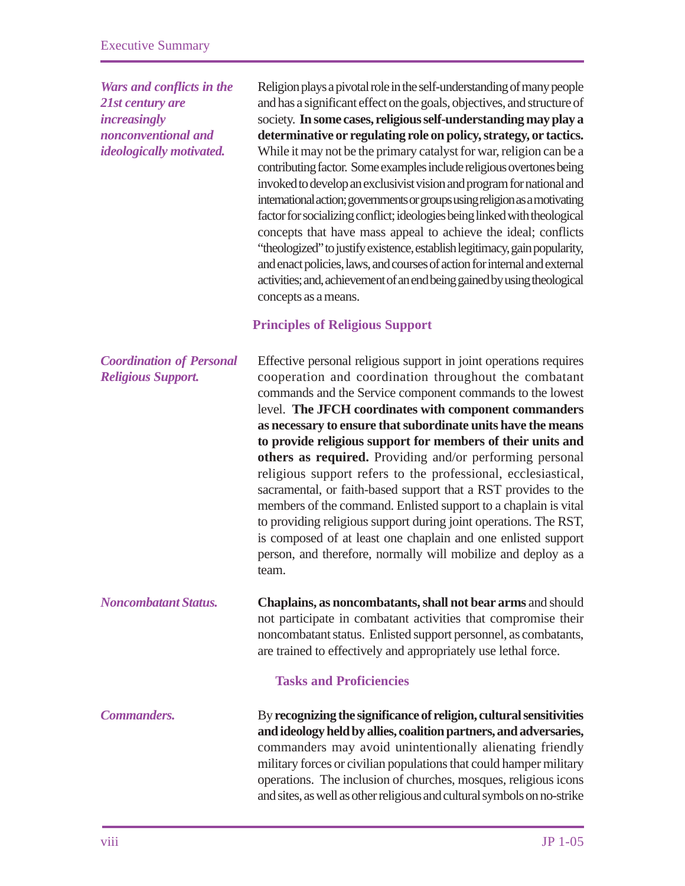*Wars and conflicts in the 21st century are increasingly nonconventional and ideologically motivated.*

Religion plays a pivotal role in the self-understanding of many people and has a significant effect on the goals, objectives, and structure of society. **In some cases, religious self-understanding may play a determinative or regulating role on policy, strategy, or tactics.** While it may not be the primary catalyst for war, religion can be a contributing factor. Some examples include religious overtones being invoked to develop an exclusivist vision and program for national and international action; governments or groups using religion as a motivating factor for socializing conflict; ideologies being linked with theological concepts that have mass appeal to achieve the ideal; conflicts "theologized" to justify existence, establish legitimacy, gain popularity, and enact policies, laws, and courses of action for internal and external activities; and, achievement of an end being gained by using theological concepts as a means.

## Principles of Religious Support

*Coordination of Personal Religious Support.*

Effective personal religious support in joint operations requires cooperation and coordination throughout the combatant commands and the Service component commands to the lowest level. **The JFCH coordinates with component commanders as necessary to ensure that subordinate units have the means to provide religious support for members of their units and others as required.** Providing and/or performing personal religious support refers to the professional, ecclesiastical, sacramental, or faith-based support that a RST provides to the members of the command. Enlisted support to a chaplain is vital to providing religious support during joint operations. The RST, is composed of at least one chaplain and one enlisted support person, and therefore, normally will mobilize and deploy as a team.

*Noncombatant Status.*

**Chaplains, as noncombatants, shall not bear arms** and should not participate in combatant activities that compromise their noncombatant status. Enlisted support personnel, as combatants, are trained to effectively and appropriately use lethal force.

## Tasks and Proficiencies

*Commanders.*

By **recognizing the significance of religion, cultural sensitivities and ideology held by allies, coalition partners, and adversaries,** commanders may avoid unintentionally alienating friendly military forces or civilian populations that could hamper military operations. The inclusion of churches, mosques, religious icons and sites, as well as other religious and cultural symbols on no-strike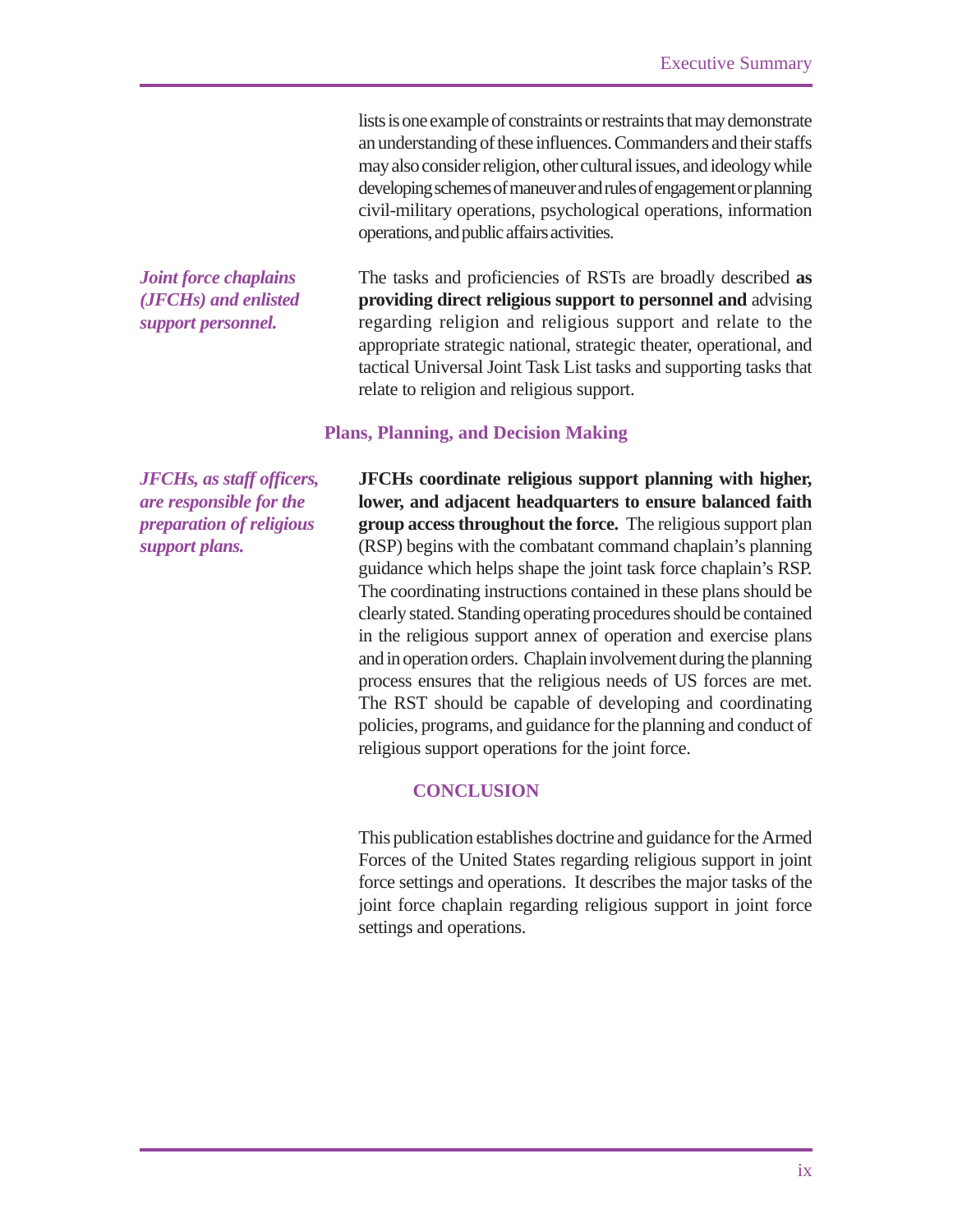lists is one example of constraints or restraints that may demonstrate an understanding of these influences. Commanders and their staffs may also consider religion, other cultural issues, and ideology while developing schemes of maneuver and rules of engagement or planning civil-military operations, psychological operations, information operations, and public affairs activities.

***Joint force chaplains (JFCHs) and enlisted support personnel.***

The tasks and proficiencies of RSTs are broadly described **as providing direct religious support to personnel and** advising regarding religion and religious support and relate to the appropriate strategic national, strategic theater, operational, and tactical Universal Joint Task List tasks and supporting tasks that relate to religion and religious support.

## Plans, Planning, and Decision Making

***JFCHs, as staff officers, are responsible for the preparation of religious support plans.***

**JFCHs coordinate religious support planning with higher, lower, and adjacent headquarters to ensure balanced faith group access throughout the force.** The religious support plan (RSP) begins with the combatant command chaplain's planning guidance which helps shape the joint task force chaplain's RSP. The coordinating instructions contained in these plans should be clearly stated. Standing operating procedures should be contained in the religious support annex of operation and exercise plans and in operation orders. Chaplain involvement during the planning process ensures that the religious needs of US forces are met. The RST should be capable of developing and coordinating policies, programs, and guidance for the planning and conduct of religious support operations for the joint force.

## CONCLUSION

This publication establishes doctrine and guidance for the Armed Forces of the United States regarding religious support in joint force settings and operations. It describes the major tasks of the joint force chaplain regarding religious support in joint force settings and operations.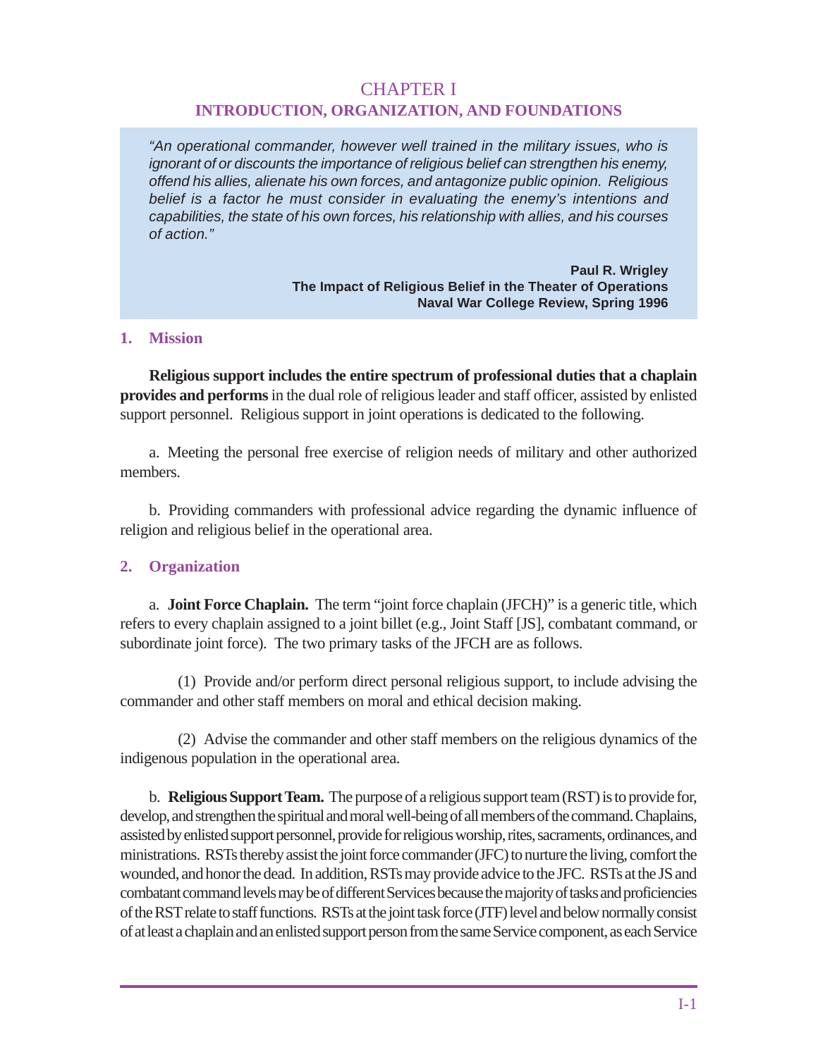# CHAPTER I
## INTRODUCTION, ORGANIZATION, AND FOUNDATIONS

> *"An operational commander, however well trained in the military issues, who is ignorant of or discounts the importance of religious belief can strengthen his enemy, offend his allies, alienate his own forces, and antagonize public opinion. Religious belief is a factor he must consider in evaluating the enemy's intentions and capabilities, the state of his own forces, his relationship with allies, and his courses of action."*
>
> **Paul R. Wrigley**
> **The Impact of Religious Belief in the Theater of Operations**
> **Naval War College Review, Spring 1996**

### 1. Mission

**Religious support includes the entire spectrum of professional duties that a chaplain provides and performs** in the dual role of religious leader and staff officer, assisted by enlisted support personnel. Religious support in joint operations is dedicated to the following.

a. Meeting the personal free exercise of religion needs of military and other authorized members.

b. Providing commanders with professional advice regarding the dynamic influence of religion and religious belief in the operational area.

### 2. Organization

a. **Joint Force Chaplain.** The term "joint force chaplain (JFCH)" is a generic title, which refers to every chaplain assigned to a joint billet (e.g., Joint Staff [JS], combatant command, or subordinate joint force). The two primary tasks of the JFCH are as follows.

(1) Provide and/or perform direct personal religious support, to include advising the commander and other staff members on moral and ethical decision making.

(2) Advise the commander and other staff members on the religious dynamics of the indigenous population in the operational area.

b. **Religious Support Team.** The purpose of a religious support team (RST) is to provide for, develop, and strengthen the spiritual and moral well-being of all members of the command. Chaplains, assisted by enlisted support personnel, provide for religious worship, rites, sacraments, ordinances, and ministrations. RSTs thereby assist the joint force commander (JFC) to nurture the living, comfort the wounded, and honor the dead. In addition, RSTs may provide advice to the JFC. RSTs at the JS and combatant command levels may be of different Services because the majority of tasks and proficiencies of the RST relate to staff functions. RSTs at the joint task force (JTF) level and below normally consist of at least a chaplain and an enlisted support person from the same Service component, as each Service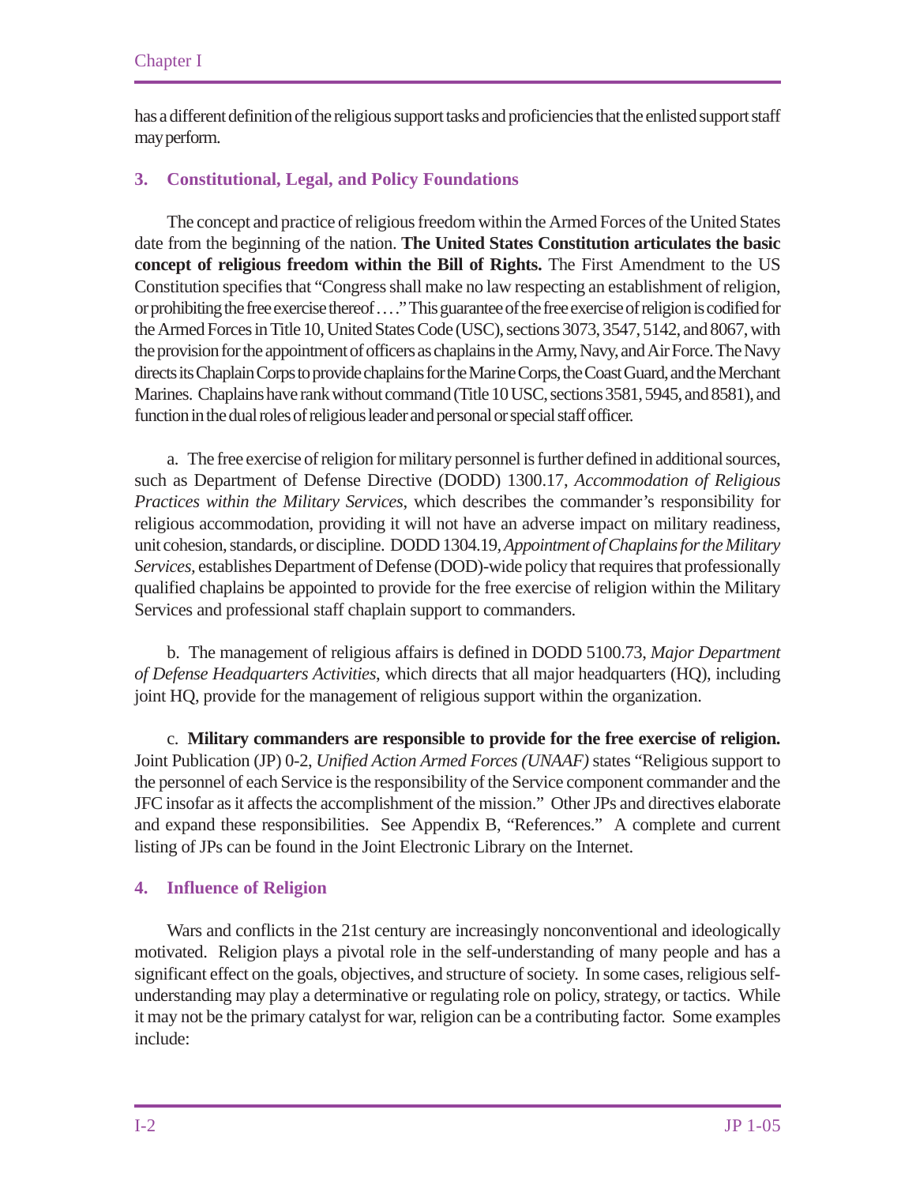has a different definition of the religious support tasks and proficiencies that the enlisted support staff may perform.

## 3. Constitutional, Legal, and Policy Foundations

The concept and practice of religious freedom within the Armed Forces of the United States date from the beginning of the nation. **The United States Constitution articulates the basic concept of religious freedom within the Bill of Rights.** The First Amendment to the US Constitution specifies that "Congress shall make no law respecting an establishment of religion, or prohibiting the free exercise thereof . . . ." This guarantee of the free exercise of religion is codified for the Armed Forces in Title 10, United States Code (USC), sections 3073, 3547, 5142, and 8067, with the provision for the appointment of officers as chaplains in the Army, Navy, and Air Force. The Navy directs its Chaplain Corps to provide chaplains for the Marine Corps, the Coast Guard, and the Merchant Marines. Chaplains have rank without command (Title 10 USC, sections 3581, 5945, and 8581), and function in the dual roles of religious leader and personal or special staff officer.

a. The free exercise of religion for military personnel is further defined in additional sources, such as Department of Defense Directive (DODD) 1300.17, *Accommodation of Religious Practices within the Military Services*, which describes the commander's responsibility for religious accommodation, providing it will not have an adverse impact on military readiness, unit cohesion, standards, or discipline. DODD 1304.19, *Appointment of Chaplains for the Military Services,* establishes Department of Defense (DOD)-wide policy that requires that professionally qualified chaplains be appointed to provide for the free exercise of religion within the Military Services and professional staff chaplain support to commanders.

b. The management of religious affairs is defined in DODD 5100.73, *Major Department of Defense Headquarters Activities*, which directs that all major headquarters (HQ), including joint HQ, provide for the management of religious support within the organization.

c. **Military commanders are responsible to provide for the free exercise of religion.** Joint Publication (JP) 0-2, *Unified Action Armed Forces (UNAAF)* states "Religious support to the personnel of each Service is the responsibility of the Service component commander and the JFC insofar as it affects the accomplishment of the mission." Other JPs and directives elaborate and expand these responsibilities. See Appendix B, "References." A complete and current listing of JPs can be found in the Joint Electronic Library on the Internet.

## 4. Influence of Religion

Wars and conflicts in the 21st century are increasingly nonconventional and ideologically motivated. Religion plays a pivotal role in the self-understanding of many people and has a significant effect on the goals, objectives, and structure of society. In some cases, religious self-understanding may play a determinative or regulating role on policy, strategy, or tactics. While it may not be the primary catalyst for war, religion can be a contributing factor. Some examples include: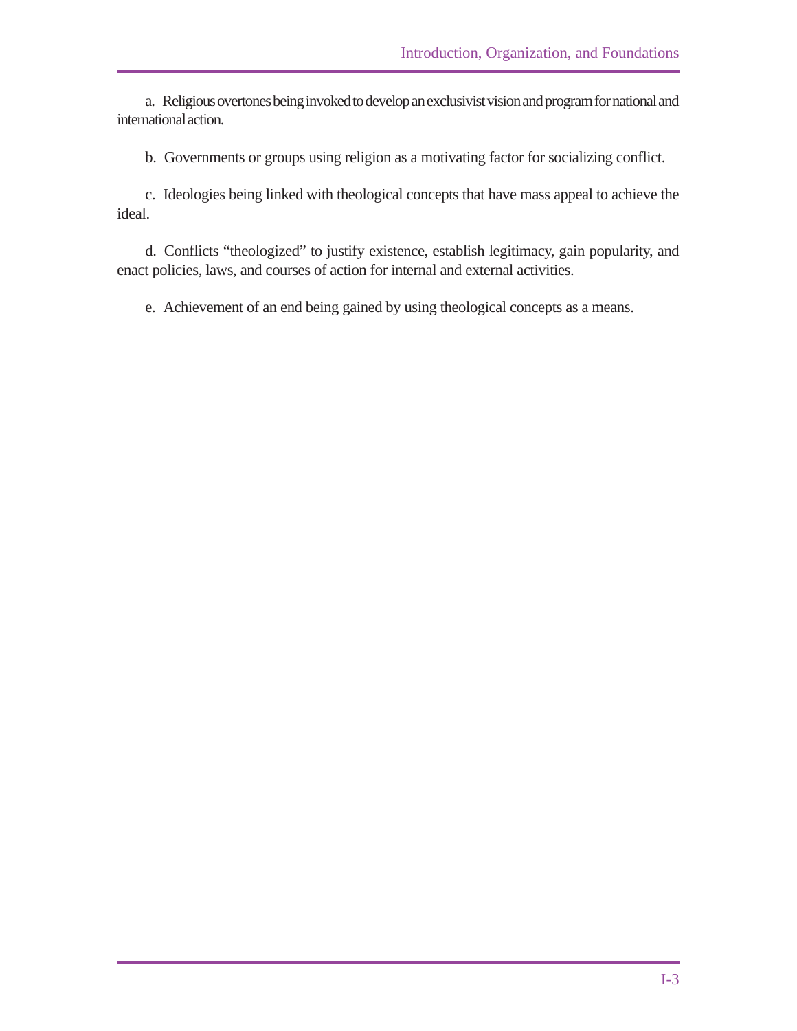a. Religious overtones being invoked to develop an exclusivist vision and program for national and international action.

b. Governments or groups using religion as a motivating factor for socializing conflict.

c. Ideologies being linked with theological concepts that have mass appeal to achieve the ideal.

d. Conflicts "theologized" to justify existence, establish legitimacy, gain popularity, and enact policies, laws, and courses of action for internal and external activities.

e. Achievement of an end being gained by using theological concepts as a means.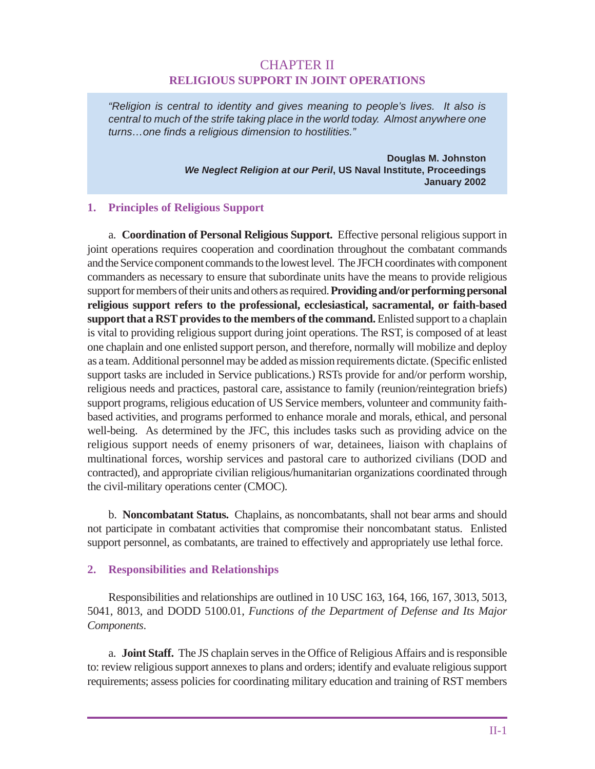# CHAPTER II
## RELIGIOUS SUPPORT IN JOINT OPERATIONS

> *"Religion is central to identity and gives meaning to people's lives. It also is central to much of the strife taking place in the world today. Almost anywhere one turns…one finds a religious dimension to hostilities."*
>
> **Douglas M. Johnston**
> ***We Neglect Religion at our Peril*, US Naval Institute, Proceedings**
> **January 2002**

### 1. Principles of Religious Support

a. **Coordination of Personal Religious Support.** Effective personal religious support in joint operations requires cooperation and coordination throughout the combatant commands and the Service component commands to the lowest level. The JFCH coordinates with component commanders as necessary to ensure that subordinate units have the means to provide religious support for members of their units and others as required. **Providing and/or performing personal religious support refers to the professional, ecclesiastical, sacramental, or faith-based support that a RST provides to the members of the command.** Enlisted support to a chaplain is vital to providing religious support during joint operations. The RST, is composed of at least one chaplain and one enlisted support person, and therefore, normally will mobilize and deploy as a team. Additional personnel may be added as mission requirements dictate. (Specific enlisted support tasks are included in Service publications.) RSTs provide for and/or perform worship, religious needs and practices, pastoral care, assistance to family (reunion/reintegration briefs) support programs, religious education of US Service members, volunteer and community faith-based activities, and programs performed to enhance morale and morals, ethical, and personal well-being. As determined by the JFC, this includes tasks such as providing advice on the religious support needs of enemy prisoners of war, detainees, liaison with chaplains of multinational forces, worship services and pastoral care to authorized civilians (DOD and contracted), and appropriate civilian religious/humanitarian organizations coordinated through the civil-military operations center (CMOC).

b. **Noncombatant Status.** Chaplains, as noncombatants, shall not bear arms and should not participate in combatant activities that compromise their noncombatant status. Enlisted support personnel, as combatants, are trained to effectively and appropriately use lethal force.

### 2. Responsibilities and Relationships

Responsibilities and relationships are outlined in 10 USC 163, 164, 166, 167, 3013, 5013, 5041, 8013, and DODD 5100.01, *Functions of the Department of Defense and Its Major Components*.

a. **Joint Staff.** The JS chaplain serves in the Office of Religious Affairs and is responsible to: review religious support annexes to plans and orders; identify and evaluate religious support requirements; assess policies for coordinating military education and training of RST members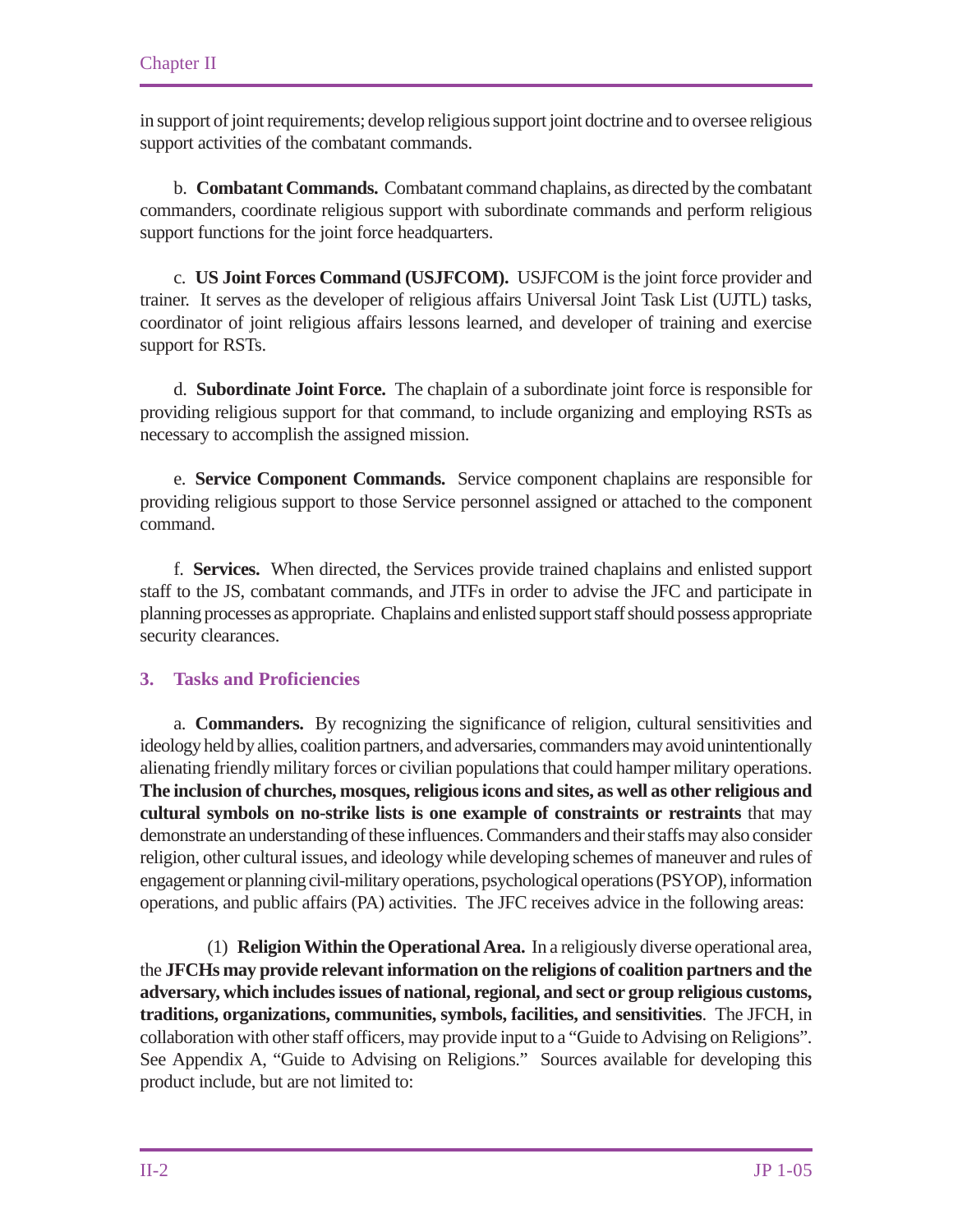in support of joint requirements; develop religious support joint doctrine and to oversee religious support activities of the combatant commands.

b. **Combatant Commands.** Combatant command chaplains, as directed by the combatant commanders, coordinate religious support with subordinate commands and perform religious support functions for the joint force headquarters.

c. **US Joint Forces Command (USJFCOM).** USJFCOM is the joint force provider and trainer. It serves as the developer of religious affairs Universal Joint Task List (UJTL) tasks, coordinator of joint religious affairs lessons learned, and developer of training and exercise support for RSTs.

d. **Subordinate Joint Force.** The chaplain of a subordinate joint force is responsible for providing religious support for that command, to include organizing and employing RSTs as necessary to accomplish the assigned mission.

e. **Service Component Commands.** Service component chaplains are responsible for providing religious support to those Service personnel assigned or attached to the component command.

f. **Services.** When directed, the Services provide trained chaplains and enlisted support staff to the JS, combatant commands, and JTFs in order to advise the JFC and participate in planning processes as appropriate. Chaplains and enlisted support staff should possess appropriate security clearances.

## 3. Tasks and Proficiencies

a. **Commanders.** By recognizing the significance of religion, cultural sensitivities and ideology held by allies, coalition partners, and adversaries, commanders may avoid unintentionally alienating friendly military forces or civilian populations that could hamper military operations. **The inclusion of churches, mosques, religious icons and sites, as well as other religious and cultural symbols on no-strike lists is one example of constraints or restraints** that may demonstrate an understanding of these influences. Commanders and their staffs may also consider religion, other cultural issues, and ideology while developing schemes of maneuver and rules of engagement or planning civil-military operations, psychological operations (PSYOP), information operations, and public affairs (PA) activities. The JFC receives advice in the following areas:

(1) **Religion Within the Operational Area.** In a religiously diverse operational area, the **JFCHs may provide relevant information on the religions of coalition partners and the adversary, which includes issues of national, regional, and sect or group religious customs, traditions, organizations, communities, symbols, facilities, and sensitivities**. The JFCH, in collaboration with other staff officers, may provide input to a "Guide to Advising on Religions". See Appendix A, "Guide to Advising on Religions." Sources available for developing this product include, but are not limited to: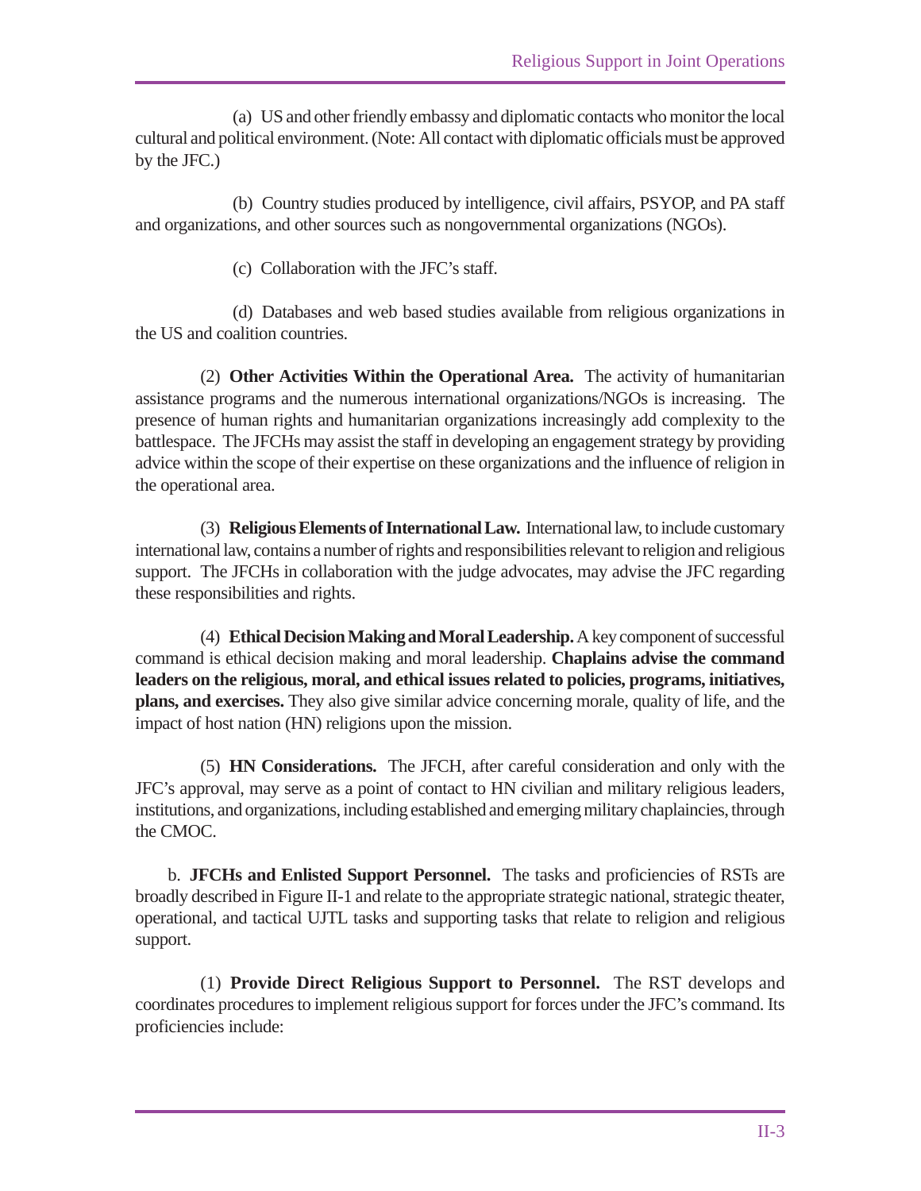(a) US and other friendly embassy and diplomatic contacts who monitor the local cultural and political environment. (Note: All contact with diplomatic officials must be approved by the JFC.)

(b) Country studies produced by intelligence, civil affairs, PSYOP, and PA staff and organizations, and other sources such as nongovernmental organizations (NGOs).

(c) Collaboration with the JFC's staff.

(d) Databases and web based studies available from religious organizations in the US and coalition countries.

(2) **Other Activities Within the Operational Area.** The activity of humanitarian assistance programs and the numerous international organizations/NGOs is increasing. The presence of human rights and humanitarian organizations increasingly add complexity to the battlespace. The JFCHs may assist the staff in developing an engagement strategy by providing advice within the scope of their expertise on these organizations and the influence of religion in the operational area.

(3) **Religious Elements of International Law.** International law, to include customary international law, contains a number of rights and responsibilities relevant to religion and religious support. The JFCHs in collaboration with the judge advocates, may advise the JFC regarding these responsibilities and rights.

(4) **Ethical Decision Making and Moral Leadership.** A key component of successful command is ethical decision making and moral leadership. **Chaplains advise the command leaders on the religious, moral, and ethical issues related to policies, programs, initiatives, plans, and exercises.** They also give similar advice concerning morale, quality of life, and the impact of host nation (HN) religions upon the mission.

(5) **HN Considerations.** The JFCH, after careful consideration and only with the JFC's approval, may serve as a point of contact to HN civilian and military religious leaders, institutions, and organizations, including established and emerging military chaplaincies, through the CMOC.

b. **JFCHs and Enlisted Support Personnel.** The tasks and proficiencies of RSTs are broadly described in Figure II-1 and relate to the appropriate strategic national, strategic theater, operational, and tactical UJTL tasks and supporting tasks that relate to religion and religious support.

(1) **Provide Direct Religious Support to Personnel.** The RST develops and coordinates procedures to implement religious support for forces under the JFC's command. Its proficiencies include: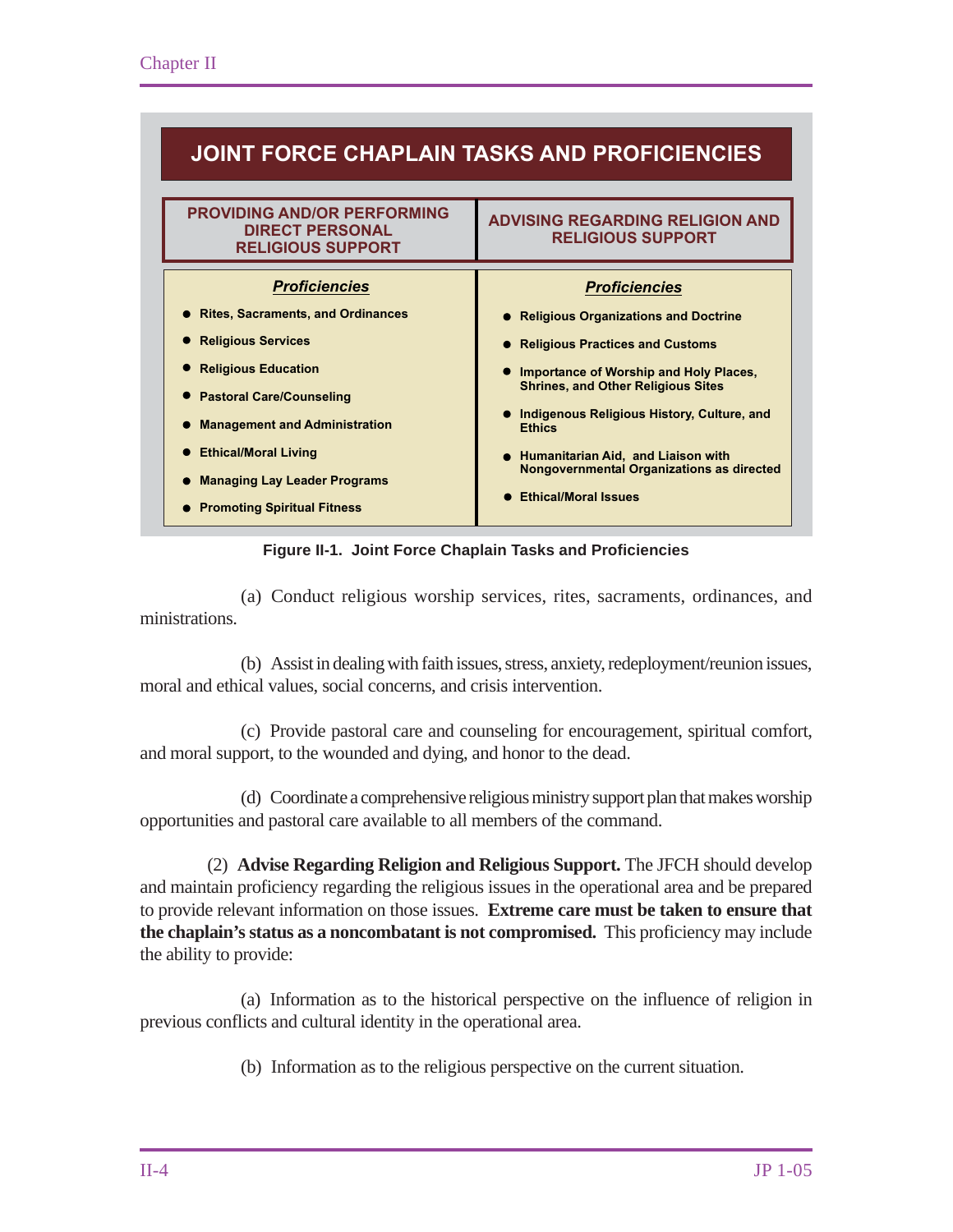**JOINT FORCE CHAPLAIN TASKS AND PROFICIENCIES**

| PROVIDING AND/OR PERFORMING DIRECT PERSONAL RELIGIOUS SUPPORT | ADVISING REGARDING RELIGION AND RELIGIOUS SUPPORT |
|---|---|
| ***Proficiencies*** | ***Proficiencies*** |
| Rites, Sacraments, and Ordinances | Religious Organizations and Doctrine |
| Religious Services | Religious Practices and Customs |
| Religious Education | Importance of Worship and Holy Places, Shrines, and Other Religious Sites |
| Pastoral Care/Counseling | Indigenous Religious History, Culture, and Ethics |
| Management and Administration | Humanitarian Aid, and Liaison with Nongovernmental Organizations as directed |
| Ethical/Moral Living | Ethical/Moral Issues |
| Managing Lay Leader Programs | |
| Promoting Spiritual Fitness | |

**Figure II-1. Joint Force Chaplain Tasks and Proficiencies**

(a) Conduct religious worship services, rites, sacraments, ordinances, and ministrations.

(b) Assist in dealing with faith issues, stress, anxiety, redeployment/reunion issues, moral and ethical values, social concerns, and crisis intervention.

(c) Provide pastoral care and counseling for encouragement, spiritual comfort, and moral support, to the wounded and dying, and honor to the dead.

(d) Coordinate a comprehensive religious ministry support plan that makes worship opportunities and pastoral care available to all members of the command.

(2) **Advise Regarding Religion and Religious Support.** The JFCH should develop and maintain proficiency regarding the religious issues in the operational area and be prepared to provide relevant information on those issues. **Extreme care must be taken to ensure that the chaplain's status as a noncombatant is not compromised.** This proficiency may include the ability to provide:

(a) Information as to the historical perspective on the influence of religion in previous conflicts and cultural identity in the operational area.

(b) Information as to the religious perspective on the current situation.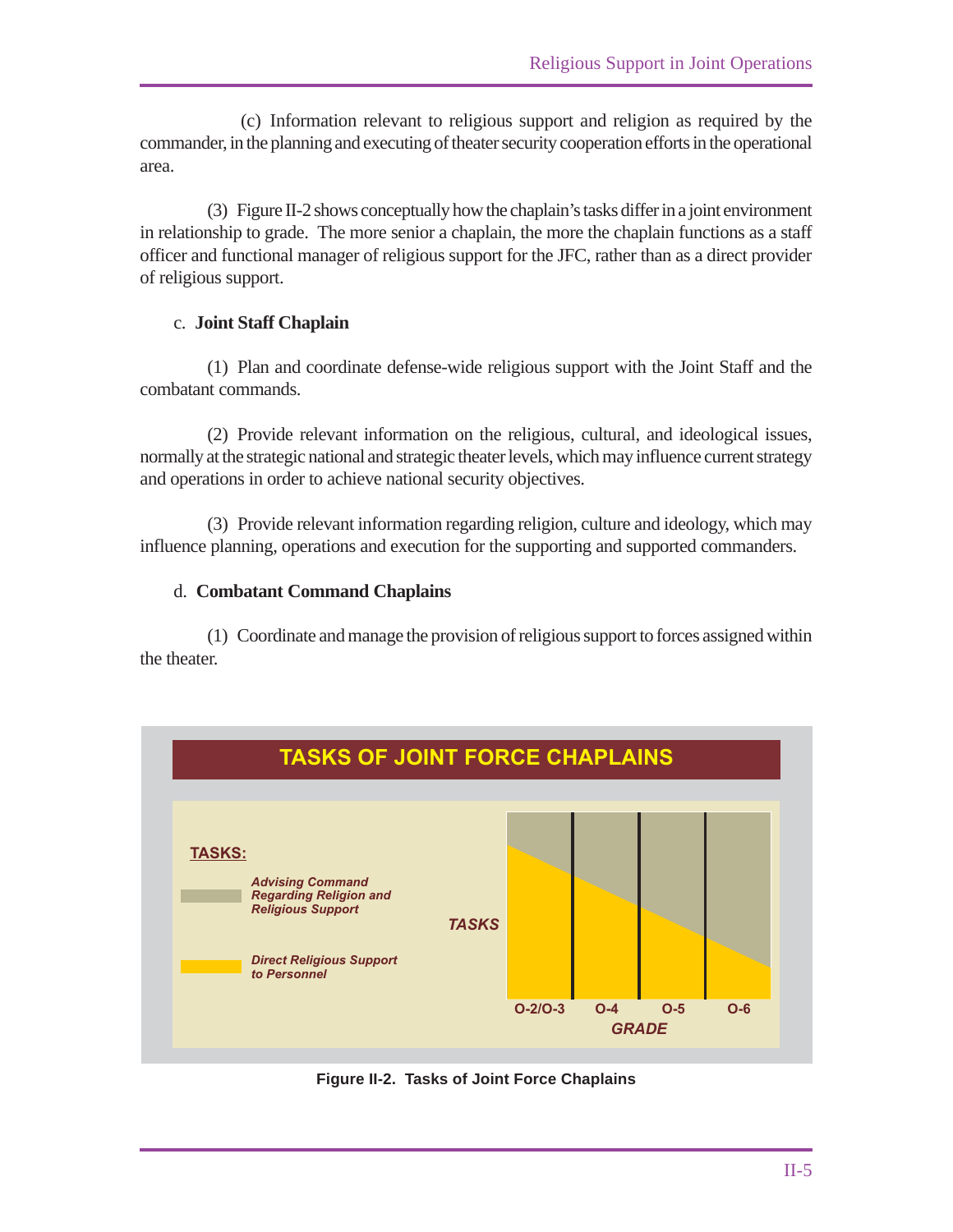(c) Information relevant to religious support and religion as required by the commander, in the planning and executing of theater security cooperation efforts in the operational area.

(3) Figure II-2 shows conceptually how the chaplain's tasks differ in a joint environment in relationship to grade. The more senior a chaplain, the more the chaplain functions as a staff officer and functional manager of religious support for the JFC, rather than as a direct provider of religious support.

c. **Joint Staff Chaplain**

(1) Plan and coordinate defense-wide religious support with the Joint Staff and the combatant commands.

(2) Provide relevant information on the religious, cultural, and ideological issues, normally at the strategic national and strategic theater levels, which may influence current strategy and operations in order to achieve national security objectives.

(3) Provide relevant information regarding religion, culture and ideology, which may influence planning, operations and execution for the supporting and supported commanders.

d. **Combatant Command Chaplains**

(1) Coordinate and manage the provision of religious support to forces assigned within the theater.

**TASKS OF JOINT FORCE CHAPLAINS**

TASKS:

- *Advising Command Regarding Religion and Religious Support*
- *Direct Religious Support to Personnel*

TASKS

O-2/O-3 | O-4 | O-5 | O-6

GRADE

**Figure II-2. Tasks of Joint Force Chaplains**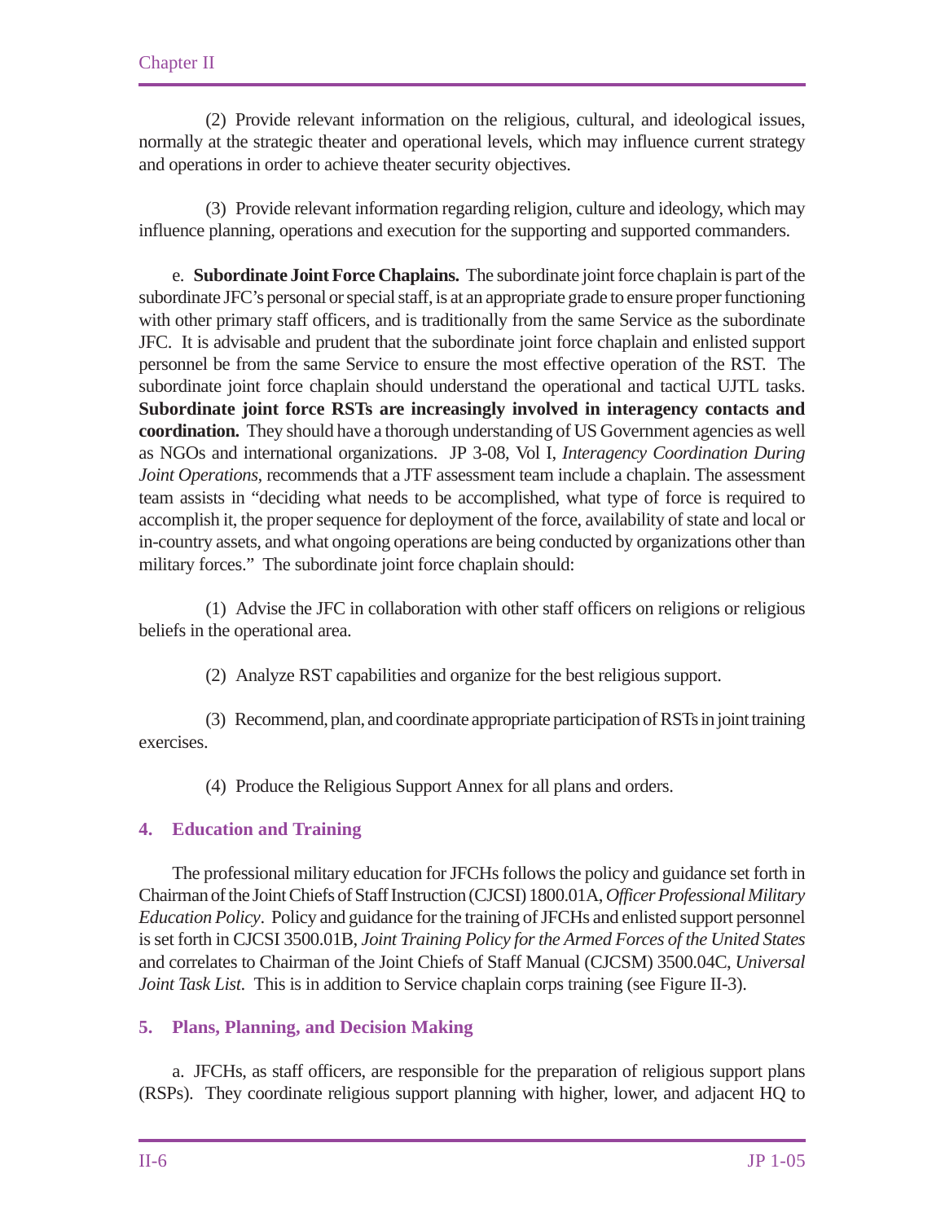(2) Provide relevant information on the religious, cultural, and ideological issues, normally at the strategic theater and operational levels, which may influence current strategy and operations in order to achieve theater security objectives.

(3) Provide relevant information regarding religion, culture and ideology, which may influence planning, operations and execution for the supporting and supported commanders.

e. **Subordinate Joint Force Chaplains.** The subordinate joint force chaplain is part of the subordinate JFC's personal or special staff, is at an appropriate grade to ensure proper functioning with other primary staff officers, and is traditionally from the same Service as the subordinate JFC. It is advisable and prudent that the subordinate joint force chaplain and enlisted support personnel be from the same Service to ensure the most effective operation of the RST. The subordinate joint force chaplain should understand the operational and tactical UJTL tasks. **Subordinate joint force RSTs are increasingly involved in interagency contacts and coordination.** They should have a thorough understanding of US Government agencies as well as NGOs and international organizations. JP 3-08, Vol I, *Interagency Coordination During Joint Operations,* recommends that a JTF assessment team include a chaplain. The assessment team assists in "deciding what needs to be accomplished, what type of force is required to accomplish it, the proper sequence for deployment of the force, availability of state and local or in-country assets, and what ongoing operations are being conducted by organizations other than military forces." The subordinate joint force chaplain should:

(1) Advise the JFC in collaboration with other staff officers on religions or religious beliefs in the operational area.

(2) Analyze RST capabilities and organize for the best religious support.

(3) Recommend, plan, and coordinate appropriate participation of RSTs in joint training exercises.

(4) Produce the Religious Support Annex for all plans and orders.

## 4. Education and Training

The professional military education for JFCHs follows the policy and guidance set forth in Chairman of the Joint Chiefs of Staff Instruction (CJCSI) 1800.01A, *Officer Professional Military Education Policy*. Policy and guidance for the training of JFCHs and enlisted support personnel is set forth in CJCSI 3500.01B, *Joint Training Policy for the Armed Forces of the United States* and correlates to Chairman of the Joint Chiefs of Staff Manual (CJCSM) 3500.04C, *Universal Joint Task List*. This is in addition to Service chaplain corps training (see Figure II-3).

## 5. Plans, Planning, and Decision Making

a. JFCHs, as staff officers, are responsible for the preparation of religious support plans (RSPs). They coordinate religious support planning with higher, lower, and adjacent HQ to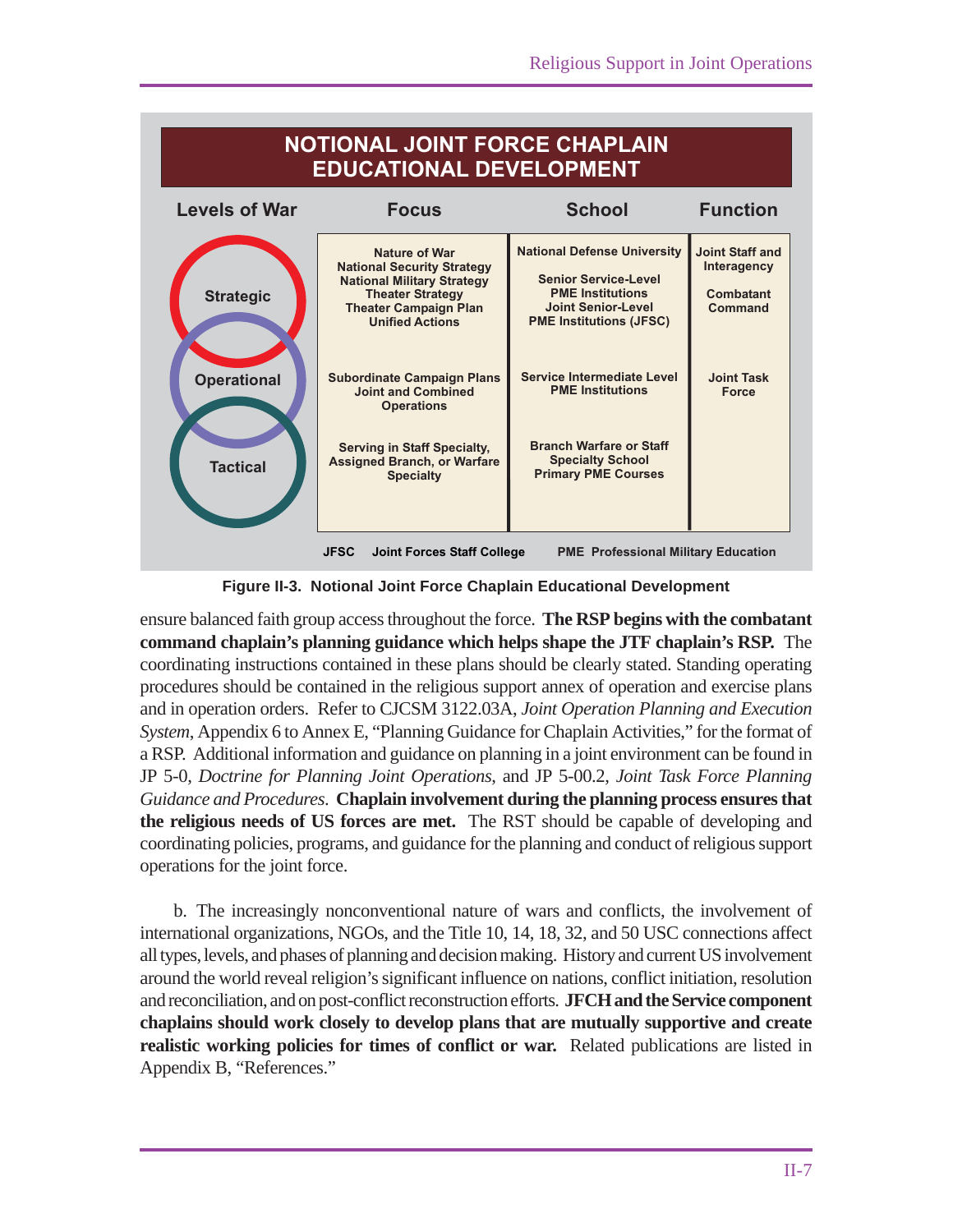**NOTIONAL JOINT FORCE CHAPLAIN EDUCATIONAL DEVELOPMENT**

| Levels of War | Focus | School | Function |
|---|---|---|---|
| Strategic | Nature of War<br>National Security Strategy<br>National Military Strategy<br>Theater Strategy<br>Theater Campaign Plan<br>Unified Actions | National Defense University<br><br>Senior Service-Level PME Institutions<br>Joint Senior-Level PME Institutions (JFSC) | Joint Staff and Interagency<br><br>Combatant Command |
| Operational | Subordinate Campaign Plans<br>Joint and Combined Operations | Service Intermediate Level PME Institutions | Joint Task Force |
| Tactical | Serving in Staff Specialty, Assigned Branch, or Warfare Specialty | Branch Warfare or Staff Specialty School<br>Primary PME Courses | |

JFSC Joint Forces Staff College PME Professional Military Education

Figure II-3. Notional Joint Force Chaplain Educational Development

ensure balanced faith group access throughout the force. **The RSP begins with the combatant command chaplain's planning guidance which helps shape the JTF chaplain's RSP.** The coordinating instructions contained in these plans should be clearly stated. Standing operating procedures should be contained in the religious support annex of operation and exercise plans and in operation orders. Refer to CJCSM 3122.03A, *Joint Operation Planning and Execution System*, Appendix 6 to Annex E, "Planning Guidance for Chaplain Activities," for the format of a RSP. Additional information and guidance on planning in a joint environment can be found in JP 5-0, *Doctrine for Planning Joint Operations*, and JP 5-00.2, *Joint Task Force Planning Guidance and Procedures*. **Chaplain involvement during the planning process ensures that the religious needs of US forces are met.** The RST should be capable of developing and coordinating policies, programs, and guidance for the planning and conduct of religious support operations for the joint force.

b. The increasingly nonconventional nature of wars and conflicts, the involvement of international organizations, NGOs, and the Title 10, 14, 18, 32, and 50 USC connections affect all types, levels, and phases of planning and decision making. History and current US involvement around the world reveal religion's significant influence on nations, conflict initiation, resolution and reconciliation, and on post-conflict reconstruction efforts. **JFCH and the Service component chaplains should work closely to develop plans that are mutually supportive and create realistic working policies for times of conflict or war.** Related publications are listed in Appendix B, "References."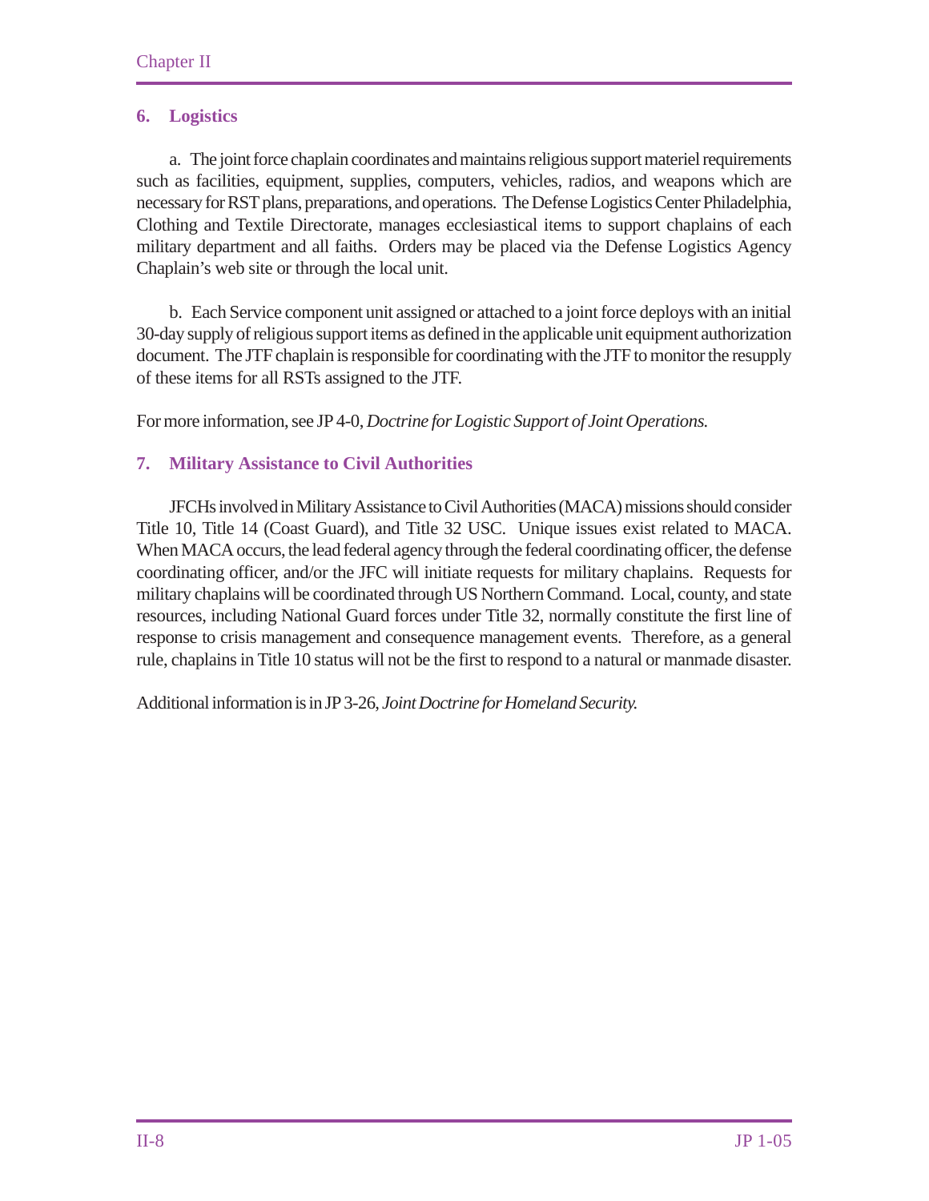## 6. Logistics

a. The joint force chaplain coordinates and maintains religious support materiel requirements such as facilities, equipment, supplies, computers, vehicles, radios, and weapons which are necessary for RST plans, preparations, and operations. The Defense Logistics Center Philadelphia, Clothing and Textile Directorate, manages ecclesiastical items to support chaplains of each military department and all faiths. Orders may be placed via the Defense Logistics Agency Chaplain's web site or through the local unit.

b. Each Service component unit assigned or attached to a joint force deploys with an initial 30-day supply of religious support items as defined in the applicable unit equipment authorization document. The JTF chaplain is responsible for coordinating with the JTF to monitor the resupply of these items for all RSTs assigned to the JTF.

For more information, see JP 4-0, *Doctrine for Logistic Support of Joint Operations.*

## 7. Military Assistance to Civil Authorities

JFCHs involved in Military Assistance to Civil Authorities (MACA) missions should consider Title 10, Title 14 (Coast Guard), and Title 32 USC. Unique issues exist related to MACA. When MACA occurs, the lead federal agency through the federal coordinating officer, the defense coordinating officer, and/or the JFC will initiate requests for military chaplains. Requests for military chaplains will be coordinated through US Northern Command. Local, county, and state resources, including National Guard forces under Title 32, normally constitute the first line of response to crisis management and consequence management events. Therefore, as a general rule, chaplains in Title 10 status will not be the first to respond to a natural or manmade disaster.

Additional information is in JP 3-26, *Joint Doctrine for Homeland Security.*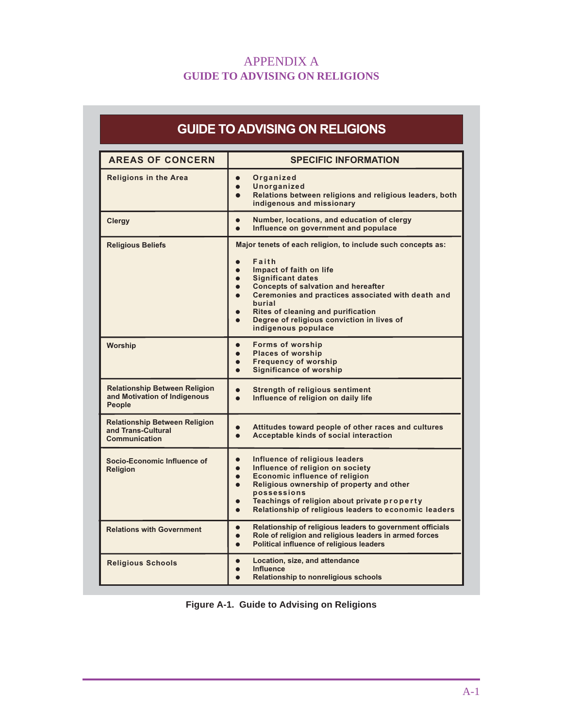# APPENDIX A
## GUIDE TO ADVISING ON RELIGIONS

**GUIDE TO ADVISING ON RELIGIONS**

| AREAS OF CONCERN | SPECIFIC INFORMATION |
|---|---|
| Religions in the Area | • Organized<br>• Unorganized<br>• Relations between religions and religious leaders, both indigenous and missionary |
| Clergy | • Number, locations, and education of clergy<br>• Influence on government and populace |
| Religious Beliefs | Major tenets of each religion, to include such concepts as:<br>• Faith<br>• Impact of faith on life<br>• Significant dates<br>• Concepts of salvation and hereafter<br>• Ceremonies and practices associated with death and burial<br>• Rites of cleaning and purification<br>• Degree of religious conviction in lives of indigenous populace |
| Worship | • Forms of worship<br>• Places of worship<br>• Frequency of worship<br>• Significance of worship |
| Relationship Between Religion and Motivation of Indigenous People | • Strength of religious sentiment<br>• Influence of religion on daily life |
| Relationship Between Religion and Trans-Cultural Communication | • Attitudes toward people of other races and cultures<br>• Acceptable kinds of social interaction |
| Socio-Economic Influence of Religion | • Influence of religious leaders<br>• Influence of religion on society<br>• Economic influence of religion<br>• Religious ownership of property and other possessions<br>• Teachings of religion about private property<br>• Relationship of religious leaders to economic leaders |
| Relations with Government | • Relationship of religious leaders to government officials<br>• Role of religion and religious leaders in armed forces<br>• Political influence of religious leaders |
| Religious Schools | • Location, size, and attendance<br>• Influence<br>• Relationship to nonreligious schools |

**Figure A-1. Guide to Advising on Religions**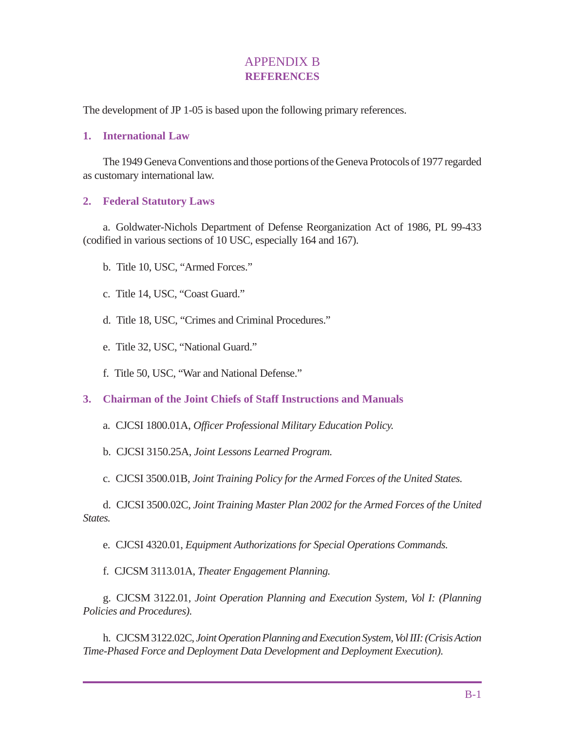# APPENDIX B
## REFERENCES

The development of JP 1-05 is based upon the following primary references.

### 1. International Law

The 1949 Geneva Conventions and those portions of the Geneva Protocols of 1977 regarded as customary international law.

### 2. Federal Statutory Laws

a. Goldwater-Nichols Department of Defense Reorganization Act of 1986, PL 99-433 (codified in various sections of 10 USC, especially 164 and 167).

b. Title 10, USC, "Armed Forces."

c. Title 14, USC, "Coast Guard."

d. Title 18, USC, "Crimes and Criminal Procedures."

e. Title 32, USC, "National Guard."

f. Title 50, USC, "War and National Defense."

### 3. Chairman of the Joint Chiefs of Staff Instructions and Manuals

a. CJCSI 1800.01A, *Officer Professional Military Education Policy.*

b. CJCSI 3150.25A, *Joint Lessons Learned Program.*

c. CJCSI 3500.01B, *Joint Training Policy for the Armed Forces of the United States.*

d. CJCSI 3500.02C, *Joint Training Master Plan 2002 for the Armed Forces of the United States.*

e. CJCSI 4320.01, *Equipment Authorizations for Special Operations Commands.*

f. CJCSM 3113.01A, *Theater Engagement Planning.*

g. CJCSM 3122.01, *Joint Operation Planning and Execution System, Vol I: (Planning Policies and Procedures).*

h. CJCSM 3122.02C, *Joint Operation Planning and Execution System, Vol III: (Crisis Action Time-Phased Force and Deployment Data Development and Deployment Execution).*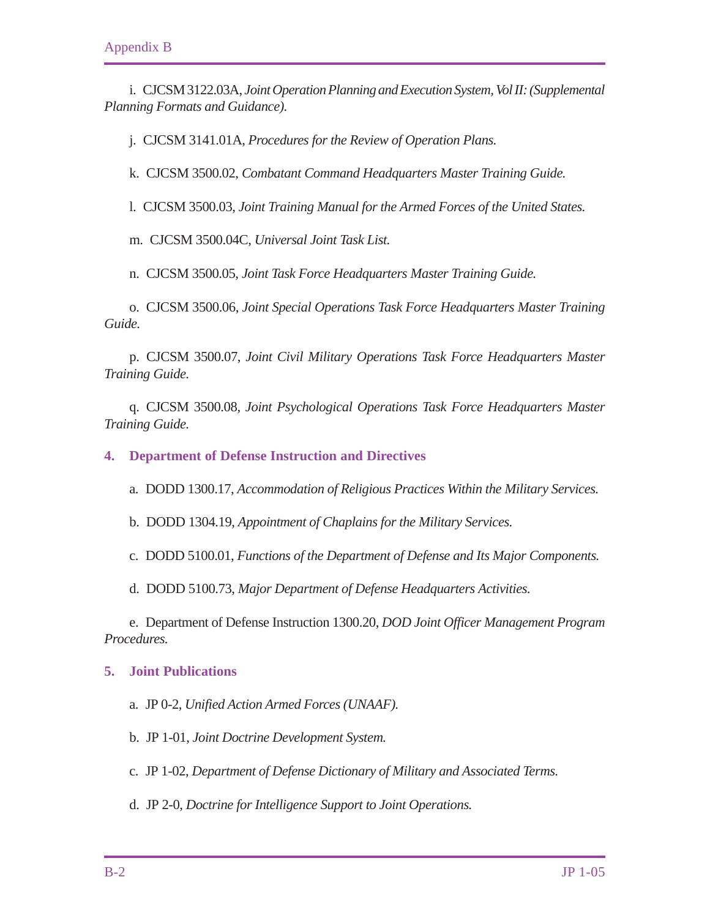i. CJCSM 3122.03A, *Joint Operation Planning and Execution System, Vol II: (Supplemental Planning Formats and Guidance).*

j. CJCSM 3141.01A, *Procedures for the Review of Operation Plans.*

k. CJCSM 3500.02, *Combatant Command Headquarters Master Training Guide.*

l. CJCSM 3500.03, *Joint Training Manual for the Armed Forces of the United States.*

m. CJCSM 3500.04C, *Universal Joint Task List.*

n. CJCSM 3500.05, *Joint Task Force Headquarters Master Training Guide.*

o. CJCSM 3500.06, *Joint Special Operations Task Force Headquarters Master Training Guide.*

p. CJCSM 3500.07, *Joint Civil Military Operations Task Force Headquarters Master Training Guide.*

q. CJCSM 3500.08, *Joint Psychological Operations Task Force Headquarters Master Training Guide.*

## 4. Department of Defense Instruction and Directives

a. DODD 1300.17, *Accommodation of Religious Practices Within the Military Services.*

b. DODD 1304.19, *Appointment of Chaplains for the Military Services.*

c. DODD 5100.01, *Functions of the Department of Defense and Its Major Components.*

d. DODD 5100.73, *Major Department of Defense Headquarters Activities.*

e. Department of Defense Instruction 1300.20, *DOD Joint Officer Management Program Procedures.*

## 5. Joint Publications

a. JP 0-2, *Unified Action Armed Forces (UNAAF).*

b. JP 1-01, *Joint Doctrine Development System.*

c. JP 1-02, *Department of Defense Dictionary of Military and Associated Terms.*

d. JP 2-0, *Doctrine for Intelligence Support to Joint Operations.*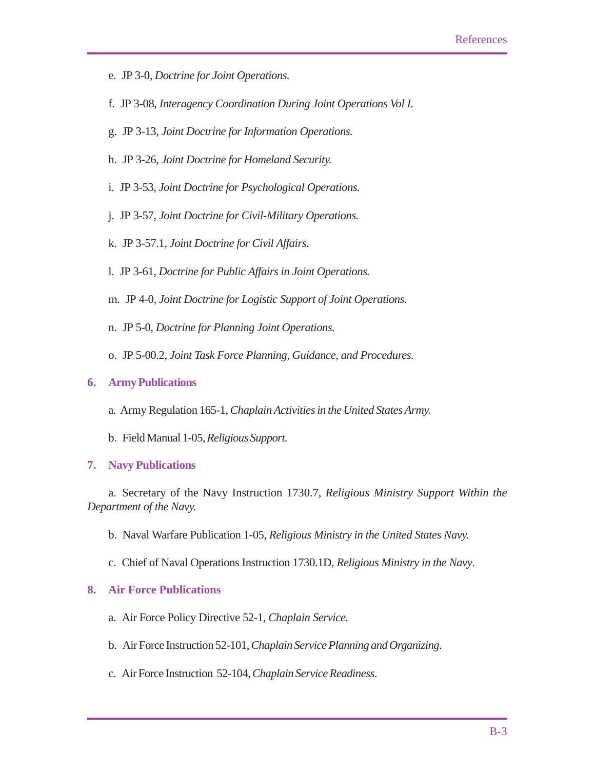e. JP 3-0, *Doctrine for Joint Operations.*

f. JP 3-08, *Interagency Coordination During Joint Operations Vol I.*

g. JP 3-13, *Joint Doctrine for Information Operations.*

h. JP 3-26, *Joint Doctrine for Homeland Security.*

i. JP 3-53, *Joint Doctrine for Psychological Operations.*

j. JP 3-57, *Joint Doctrine for Civil-Military Operations.*

k. JP 3-57.1, *Joint Doctrine for Civil Affairs.*

l. JP 3-61, *Doctrine for Public Affairs in Joint Operations.*

m. JP 4-0, *Joint Doctrine for Logistic Support of Joint Operations.*

n. JP 5-0, *Doctrine for Planning Joint Operations.*

o. JP 5-00.2, *Joint Task Force Planning, Guidance, and Procedures.*

## 6. Army Publications

a. Army Regulation 165-1, *Chaplain Activities in the United States Army.*

b. Field Manual 1-05, *Religious Support.*

## 7. Navy Publications

a. Secretary of the Navy Instruction 1730.7, *Religious Ministry Support Within the Department of the Navy.*

b. Naval Warfare Publication 1-05, *Religious Ministry in the United States Navy.*

c. Chief of Naval Operations Instruction 1730.1D, *Religious Ministry in the Navy*.

## 8. Air Force Publications

a. Air Force Policy Directive 52-1, *Chaplain Service.*

b. Air Force Instruction 52-101, *Chaplain Service Planning and Organizing*.

c. Air Force Instruction 52-104, *Chaplain Service Readiness*.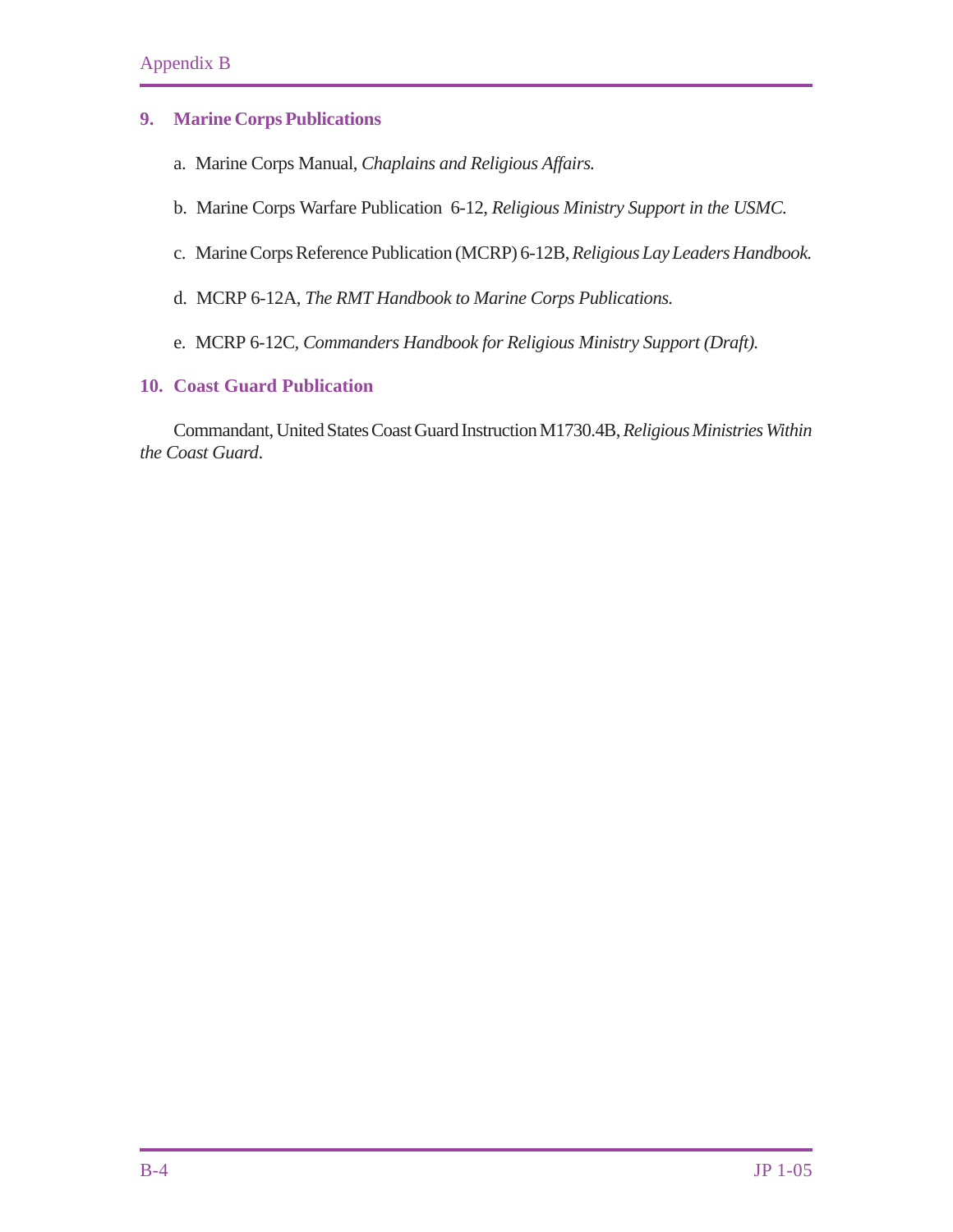## 9. Marine Corps Publications

a. Marine Corps Manual, *Chaplains and Religious Affairs.*

b. Marine Corps Warfare Publication 6-12, *Religious Ministry Support in the USMC.*

c. Marine Corps Reference Publication (MCRP) 6-12B, *Religious Lay Leaders Handbook.*

d. MCRP 6-12A, *The RMT Handbook to Marine Corps Publications.*

e. MCRP 6-12C, *Commanders Handbook for Religious Ministry Support (Draft).*

## 10. Coast Guard Publication

Commandant, United States Coast Guard Instruction M1730.4B, *Religious Ministries Within the Coast Guard*.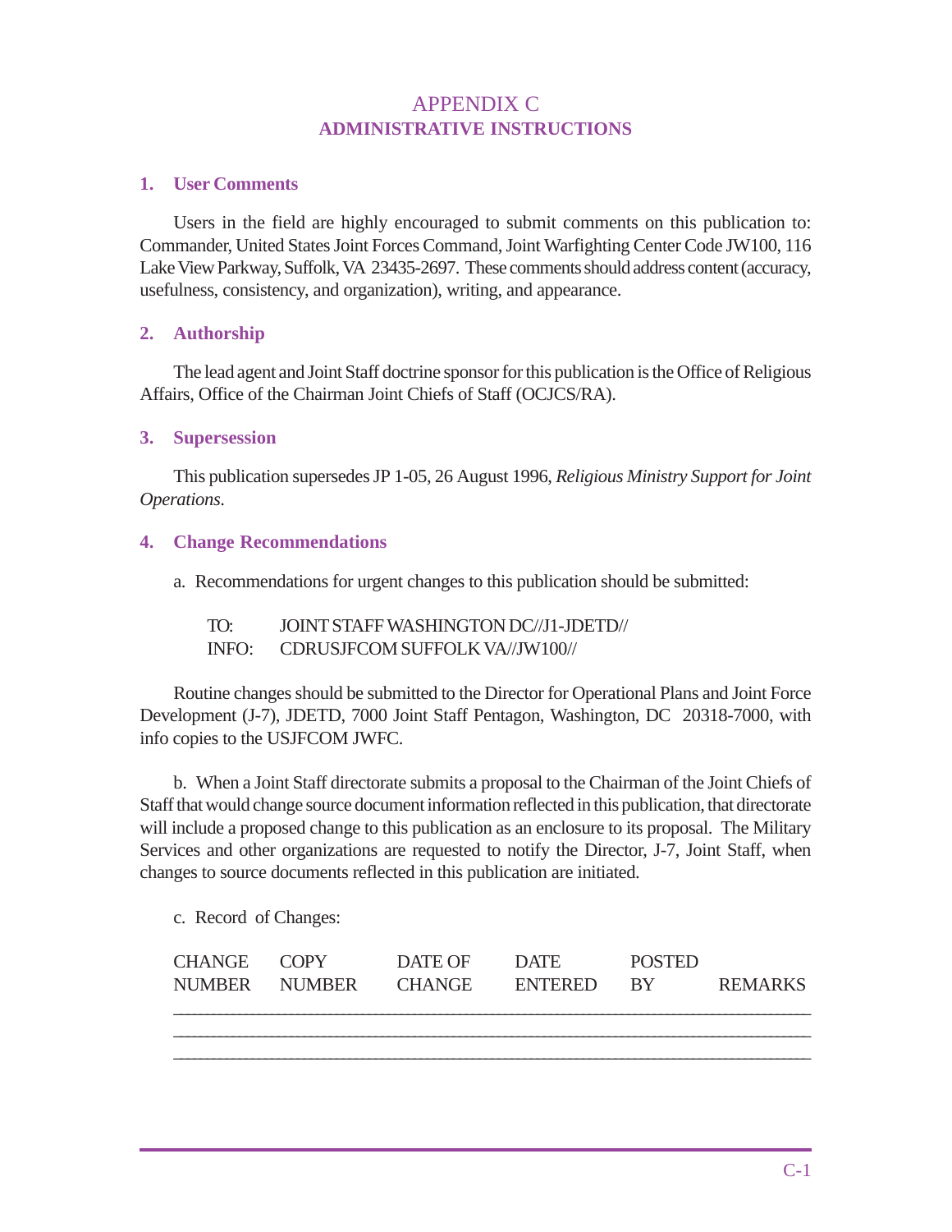# APPENDIX C
## ADMINISTRATIVE INSTRUCTIONS

### 1. User Comments

Users in the field are highly encouraged to submit comments on this publication to: Commander, United States Joint Forces Command, Joint Warfighting Center Code JW100, 116 Lake View Parkway, Suffolk, VA 23435-2697. These comments should address content (accuracy, usefulness, consistency, and organization), writing, and appearance.

### 2. Authorship

The lead agent and Joint Staff doctrine sponsor for this publication is the Office of Religious Affairs, Office of the Chairman Joint Chiefs of Staff (OCJCS/RA).

### 3. Supersession

This publication supersedes JP 1-05, 26 August 1996, *Religious Ministry Support for Joint Operations.*

### 4. Change Recommendations

a. Recommendations for urgent changes to this publication should be submitted:

TO: JOINT STAFF WASHINGTON DC//J1-JDETD//
INFO: CDRUSJFCOM SUFFOLK VA//JW100//

Routine changes should be submitted to the Director for Operational Plans and Joint Force Development (J-7), JDETD, 7000 Joint Staff Pentagon, Washington, DC 20318-7000, with info copies to the USJFCOM JWFC.

b. When a Joint Staff directorate submits a proposal to the Chairman of the Joint Chiefs of Staff that would change source document information reflected in this publication, that directorate will include a proposed change to this publication as an enclosure to its proposal. The Military Services and other organizations are requested to notify the Director, J-7, Joint Staff, when changes to source documents reflected in this publication are initiated.

c. Record of Changes:

| CHANGE NUMBER | COPY NUMBER | DATE OF CHANGE | DATE ENTERED | POSTED BY | REMARKS |
|---|---|---|---|---|---|
| | | | | | |
| | | | | | |
| | | | | | |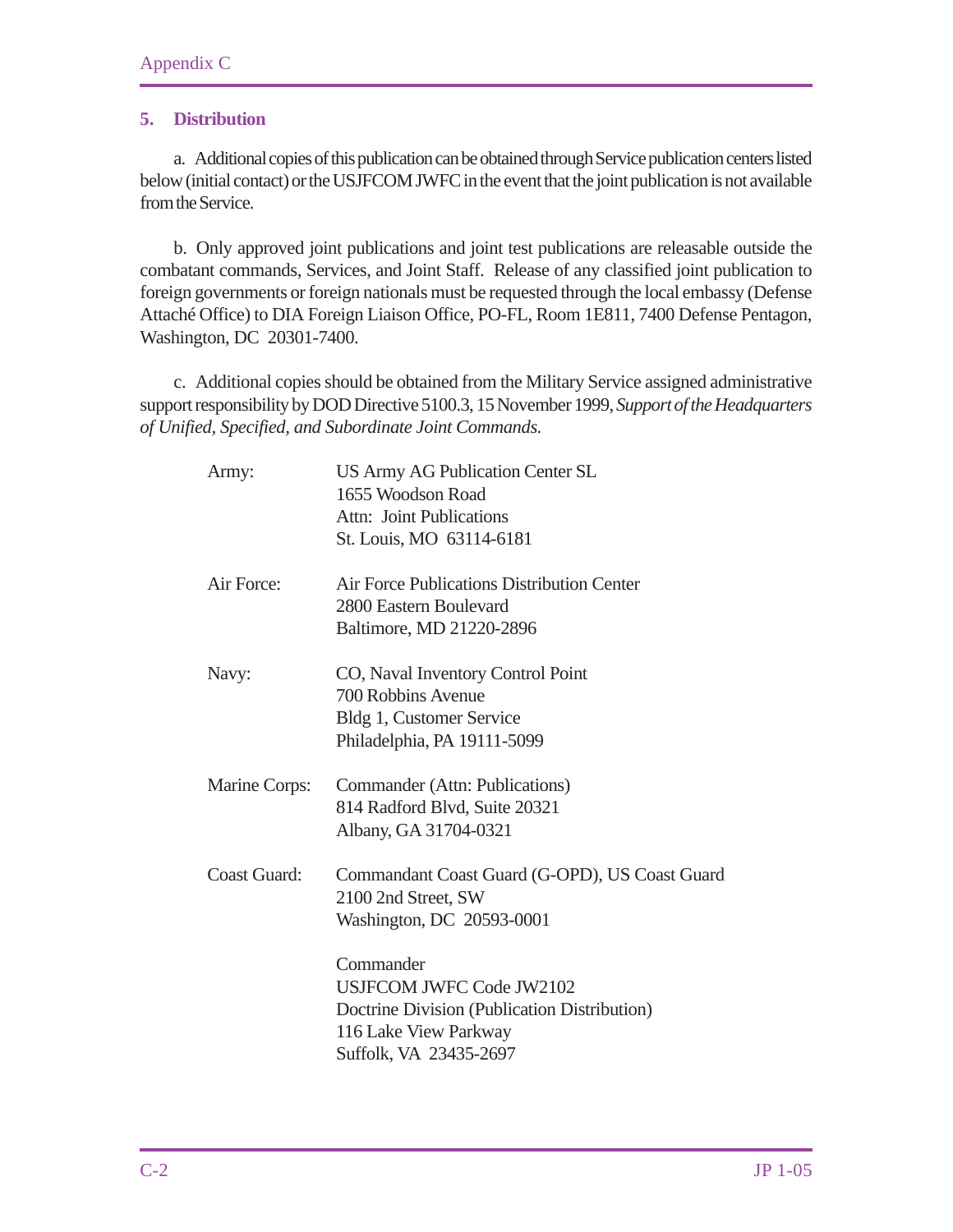## 5. Distribution

a. Additional copies of this publication can be obtained through Service publication centers listed below (initial contact) or the USJFCOM JWFC in the event that the joint publication is not available from the Service.

b. Only approved joint publications and joint test publications are releasable outside the combatant commands, Services, and Joint Staff. Release of any classified joint publication to foreign governments or foreign nationals must be requested through the local embassy (Defense Attaché Office) to DIA Foreign Liaison Office, PO-FL, Room 1E811, 7400 Defense Pentagon, Washington, DC 20301-7400.

c. Additional copies should be obtained from the Military Service assigned administrative support responsibility by DOD Directive 5100.3, 15 November 1999, *Support of the Headquarters of Unified, Specified, and Subordinate Joint Commands.*

Army: US Army AG Publication Center SL
1655 Woodson Road
Attn: Joint Publications
St. Louis, MO 63114-6181

Air Force: Air Force Publications Distribution Center
2800 Eastern Boulevard
Baltimore, MD 21220-2896

Navy: CO, Naval Inventory Control Point
700 Robbins Avenue
Bldg 1, Customer Service
Philadelphia, PA 19111-5099

Marine Corps: Commander (Attn: Publications)
814 Radford Blvd, Suite 20321
Albany, GA 31704-0321

Coast Guard: Commandant Coast Guard (G-OPD), US Coast Guard
2100 2nd Street, SW
Washington, DC 20593-0001

Commander
USJFCOM JWFC Code JW2102
Doctrine Division (Publication Distribution)
116 Lake View Parkway
Suffolk, VA 23435-2697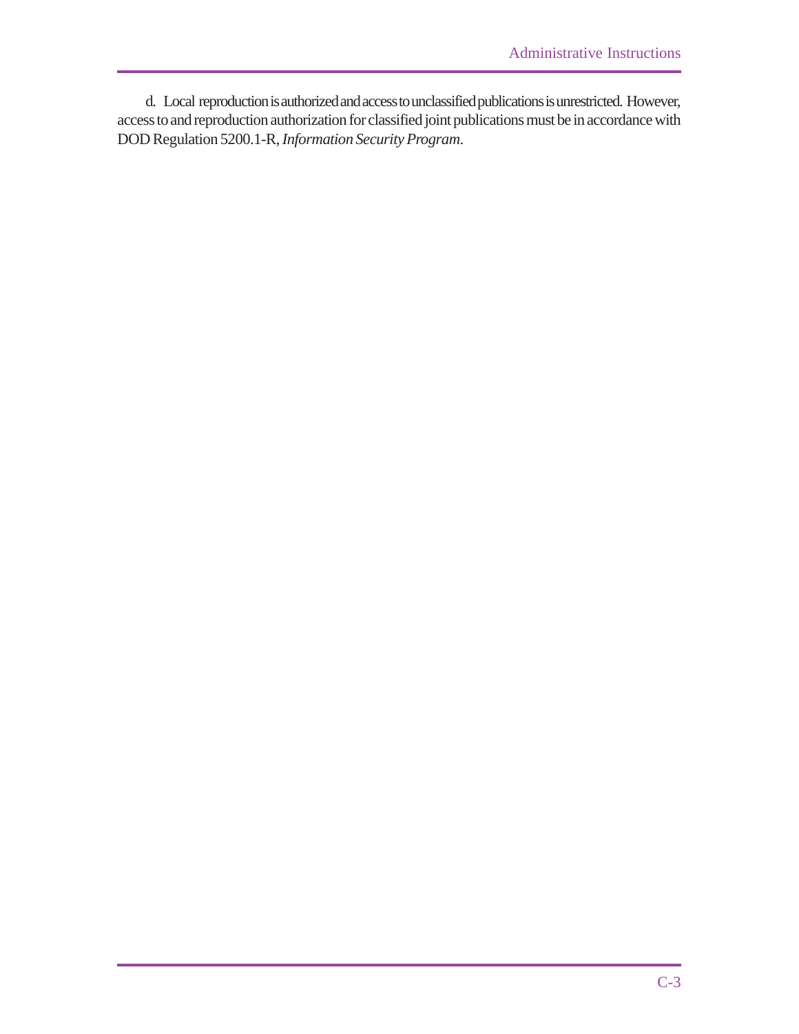d. Local reproduction is authorized and access to unclassified publications is unrestricted. However, access to and reproduction authorization for classified joint publications must be in accordance with DOD Regulation 5200.1-R, *Information Security Program*.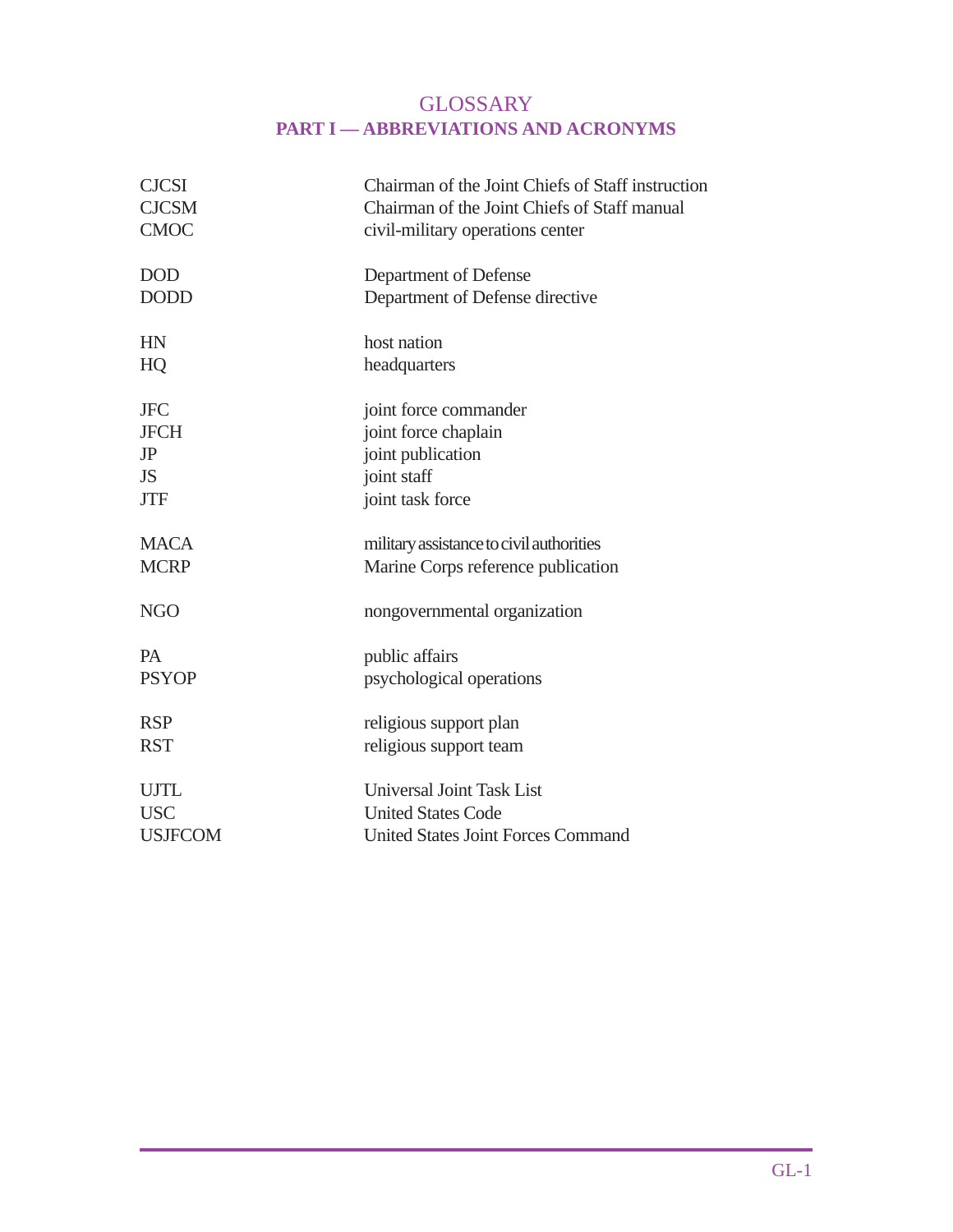# GLOSSARY

## PART I — ABBREVIATIONS AND ACRONYMS

| | |
|---|---|
| CJCSI | Chairman of the Joint Chiefs of Staff instruction |
| CJCSM | Chairman of the Joint Chiefs of Staff manual |
| CMOC | civil-military operations center |
| DOD | Department of Defense |
| DODD | Department of Defense directive |
| HN | host nation |
| HQ | headquarters |
| JFC | joint force commander |
| JFCH | joint force chaplain |
| JP | joint publication |
| JS | joint staff |
| JTF | joint task force |
| MACA | military assistance to civil authorities |
| MCRP | Marine Corps reference publication |
| NGO | nongovernmental organization |
| PA | public affairs |
| PSYOP | psychological operations |
| RSP | religious support plan |
| RST | religious support team |
| UJTL | Universal Joint Task List |
| USC | United States Code |
| USJFCOM | United States Joint Forces Command |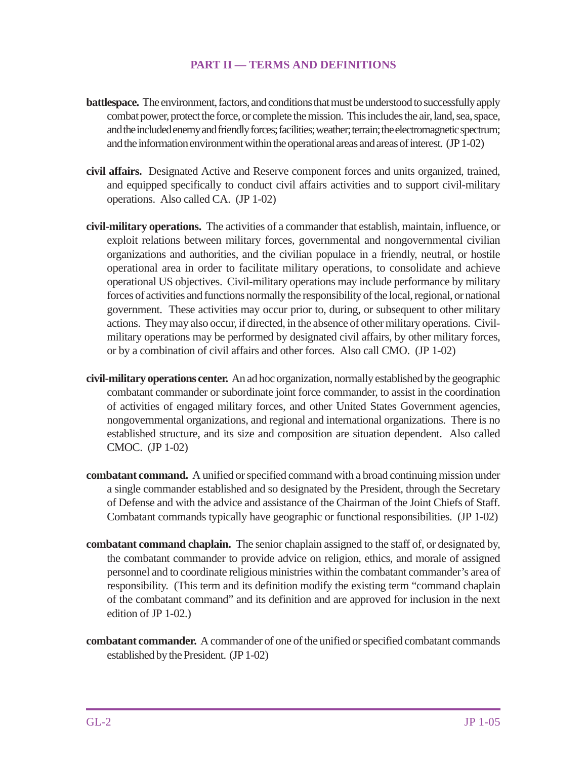## PART II — TERMS AND DEFINITIONS

**battlespace.** The environment, factors, and conditions that must be understood to successfully apply combat power, protect the force, or complete the mission. This includes the air, land, sea, space, and the included enemy and friendly forces; facilities; weather; terrain; the electromagnetic spectrum; and the information environment within the operational areas and areas of interest. (JP 1-02)

**civil affairs.** Designated Active and Reserve component forces and units organized, trained, and equipped specifically to conduct civil affairs activities and to support civil-military operations. Also called CA. (JP 1-02)

**civil-military operations.** The activities of a commander that establish, maintain, influence, or exploit relations between military forces, governmental and nongovernmental civilian organizations and authorities, and the civilian populace in a friendly, neutral, or hostile operational area in order to facilitate military operations, to consolidate and achieve operational US objectives. Civil-military operations may include performance by military forces of activities and functions normally the responsibility of the local, regional, or national government. These activities may occur prior to, during, or subsequent to other military actions. They may also occur, if directed, in the absence of other military operations. Civil-military operations may be performed by designated civil affairs, by other military forces, or by a combination of civil affairs and other forces. Also call CMO. (JP 1-02)

**civil-military operations center.** An ad hoc organization, normally established by the geographic combatant commander or subordinate joint force commander, to assist in the coordination of activities of engaged military forces, and other United States Government agencies, nongovernmental organizations, and regional and international organizations. There is no established structure, and its size and composition are situation dependent. Also called CMOC. (JP 1-02)

**combatant command.** A unified or specified command with a broad continuing mission under a single commander established and so designated by the President, through the Secretary of Defense and with the advice and assistance of the Chairman of the Joint Chiefs of Staff. Combatant commands typically have geographic or functional responsibilities. (JP 1-02)

**combatant command chaplain.** The senior chaplain assigned to the staff of, or designated by, the combatant commander to provide advice on religion, ethics, and morale of assigned personnel and to coordinate religious ministries within the combatant commander's area of responsibility. (This term and its definition modify the existing term "command chaplain of the combatant command" and its definition and are approved for inclusion in the next edition of JP 1-02.)

**combatant commander.** A commander of one of the unified or specified combatant commands established by the President. (JP 1-02)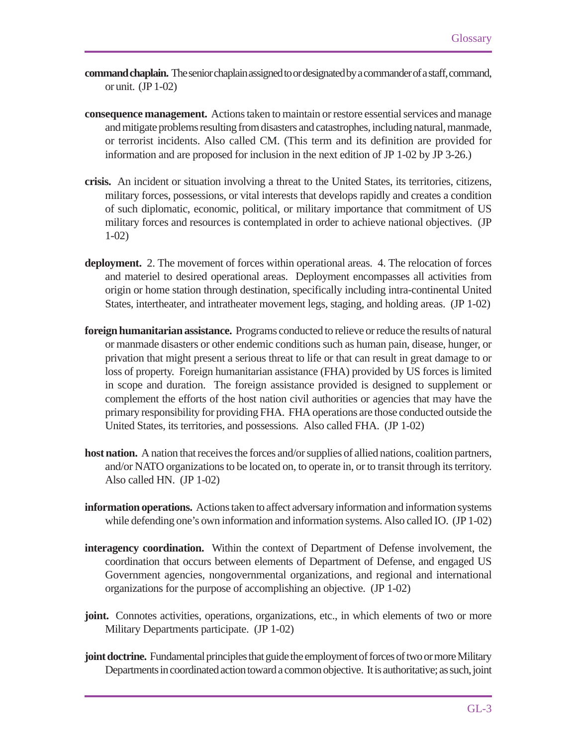**command chaplain.** The senior chaplain assigned to or designated by a commander of a staff, command, or unit. (JP 1-02)

**consequence management.** Actions taken to maintain or restore essential services and manage and mitigate problems resulting from disasters and catastrophes, including natural, manmade, or terrorist incidents. Also called CM. (This term and its definition are provided for information and are proposed for inclusion in the next edition of JP 1-02 by JP 3-26.)

**crisis.** An incident or situation involving a threat to the United States, its territories, citizens, military forces, possessions, or vital interests that develops rapidly and creates a condition of such diplomatic, economic, political, or military importance that commitment of US military forces and resources is contemplated in order to achieve national objectives. (JP 1-02)

**deployment.** 2. The movement of forces within operational areas. 4. The relocation of forces and materiel to desired operational areas. Deployment encompasses all activities from origin or home station through destination, specifically including intra-continental United States, intertheater, and intratheater movement legs, staging, and holding areas. (JP 1-02)

**foreign humanitarian assistance.** Programs conducted to relieve or reduce the results of natural or manmade disasters or other endemic conditions such as human pain, disease, hunger, or privation that might present a serious threat to life or that can result in great damage to or loss of property. Foreign humanitarian assistance (FHA) provided by US forces is limited in scope and duration. The foreign assistance provided is designed to supplement or complement the efforts of the host nation civil authorities or agencies that may have the primary responsibility for providing FHA. FHA operations are those conducted outside the United States, its territories, and possessions. Also called FHA. (JP 1-02)

**host nation.** A nation that receives the forces and/or supplies of allied nations, coalition partners, and/or NATO organizations to be located on, to operate in, or to transit through its territory. Also called HN. (JP 1-02)

**information operations.** Actions taken to affect adversary information and information systems while defending one's own information and information systems. Also called IO. (JP 1-02)

**interagency coordination.** Within the context of Department of Defense involvement, the coordination that occurs between elements of Department of Defense, and engaged US Government agencies, nongovernmental organizations, and regional and international organizations for the purpose of accomplishing an objective. (JP 1-02)

**joint.** Connotes activities, operations, organizations, etc., in which elements of two or more Military Departments participate. (JP 1-02)

**joint doctrine.** Fundamental principles that guide the employment of forces of two or more Military Departments in coordinated action toward a common objective. It is authoritative; as such, joint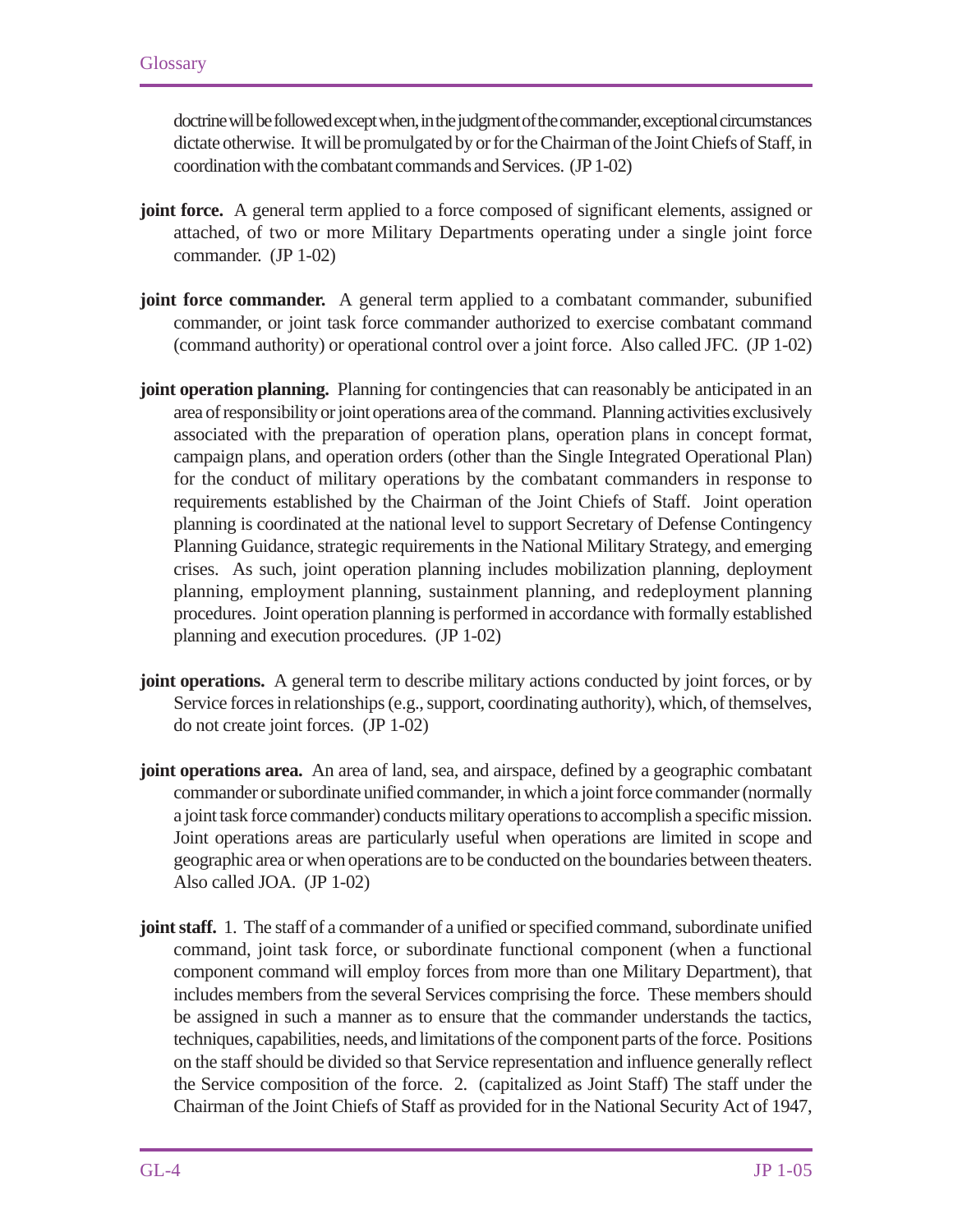doctrine will be followed except when, in the judgment of the commander, exceptional circumstances dictate otherwise. It will be promulgated by or for the Chairman of the Joint Chiefs of Staff, in coordination with the combatant commands and Services. (JP 1-02)

**joint force.** A general term applied to a force composed of significant elements, assigned or attached, of two or more Military Departments operating under a single joint force commander. (JP 1-02)

**joint force commander.** A general term applied to a combatant commander, subunified commander, or joint task force commander authorized to exercise combatant command (command authority) or operational control over a joint force. Also called JFC. (JP 1-02)

**joint operation planning.** Planning for contingencies that can reasonably be anticipated in an area of responsibility or joint operations area of the command. Planning activities exclusively associated with the preparation of operation plans, operation plans in concept format, campaign plans, and operation orders (other than the Single Integrated Operational Plan) for the conduct of military operations by the combatant commanders in response to requirements established by the Chairman of the Joint Chiefs of Staff. Joint operation planning is coordinated at the national level to support Secretary of Defense Contingency Planning Guidance, strategic requirements in the National Military Strategy, and emerging crises. As such, joint operation planning includes mobilization planning, deployment planning, employment planning, sustainment planning, and redeployment planning procedures. Joint operation planning is performed in accordance with formally established planning and execution procedures. (JP 1-02)

**joint operations.** A general term to describe military actions conducted by joint forces, or by Service forces in relationships (e.g., support, coordinating authority), which, of themselves, do not create joint forces. (JP 1-02)

**joint operations area.** An area of land, sea, and airspace, defined by a geographic combatant commander or subordinate unified commander, in which a joint force commander (normally a joint task force commander) conducts military operations to accomplish a specific mission. Joint operations areas are particularly useful when operations are limited in scope and geographic area or when operations are to be conducted on the boundaries between theaters. Also called JOA. (JP 1-02)

**joint staff.** 1. The staff of a commander of a unified or specified command, subordinate unified command, joint task force, or subordinate functional component (when a functional component command will employ forces from more than one Military Department), that includes members from the several Services comprising the force. These members should be assigned in such a manner as to ensure that the commander understands the tactics, techniques, capabilities, needs, and limitations of the component parts of the force. Positions on the staff should be divided so that Service representation and influence generally reflect the Service composition of the force. 2. (capitalized as Joint Staff) The staff under the Chairman of the Joint Chiefs of Staff as provided for in the National Security Act of 1947,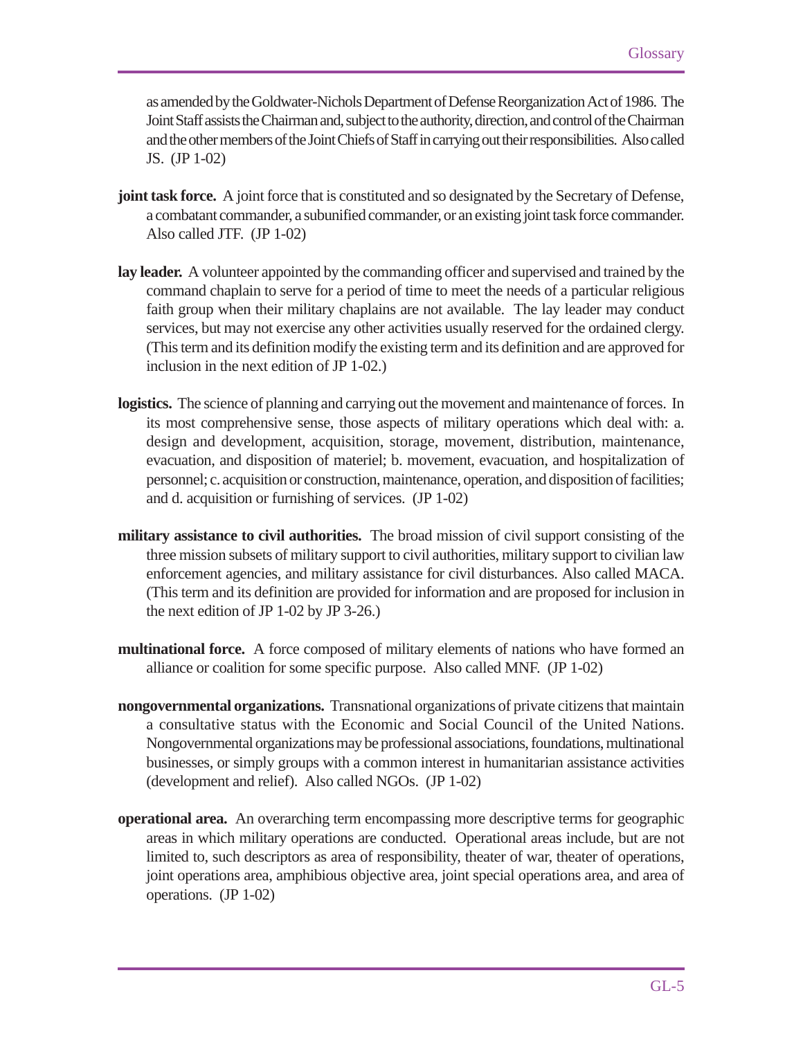as amended by the Goldwater-Nichols Department of Defense Reorganization Act of 1986. The Joint Staff assists the Chairman and, subject to the authority, direction, and control of the Chairman and the other members of the Joint Chiefs of Staff in carrying out their responsibilities. Also called JS. (JP 1-02)

**joint task force.** A joint force that is constituted and so designated by the Secretary of Defense, a combatant commander, a subunified commander, or an existing joint task force commander. Also called JTF. (JP 1-02)

**lay leader.** A volunteer appointed by the commanding officer and supervised and trained by the command chaplain to serve for a period of time to meet the needs of a particular religious faith group when their military chaplains are not available. The lay leader may conduct services, but may not exercise any other activities usually reserved for the ordained clergy. (This term and its definition modify the existing term and its definition and are approved for inclusion in the next edition of JP 1-02.)

**logistics.** The science of planning and carrying out the movement and maintenance of forces. In its most comprehensive sense, those aspects of military operations which deal with: a. design and development, acquisition, storage, movement, distribution, maintenance, evacuation, and disposition of materiel; b. movement, evacuation, and hospitalization of personnel; c. acquisition or construction, maintenance, operation, and disposition of facilities; and d. acquisition or furnishing of services. (JP 1-02)

**military assistance to civil authorities.** The broad mission of civil support consisting of the three mission subsets of military support to civil authorities, military support to civilian law enforcement agencies, and military assistance for civil disturbances. Also called MACA. (This term and its definition are provided for information and are proposed for inclusion in the next edition of JP 1-02 by JP 3-26.)

**multinational force.** A force composed of military elements of nations who have formed an alliance or coalition for some specific purpose. Also called MNF. (JP 1-02)

**nongovernmental organizations.** Transnational organizations of private citizens that maintain a consultative status with the Economic and Social Council of the United Nations. Nongovernmental organizations may be professional associations, foundations, multinational businesses, or simply groups with a common interest in humanitarian assistance activities (development and relief). Also called NGOs. (JP 1-02)

**operational area.** An overarching term encompassing more descriptive terms for geographic areas in which military operations are conducted. Operational areas include, but are not limited to, such descriptors as area of responsibility, theater of war, theater of operations, joint operations area, amphibious objective area, joint special operations area, and area of operations. (JP 1-02)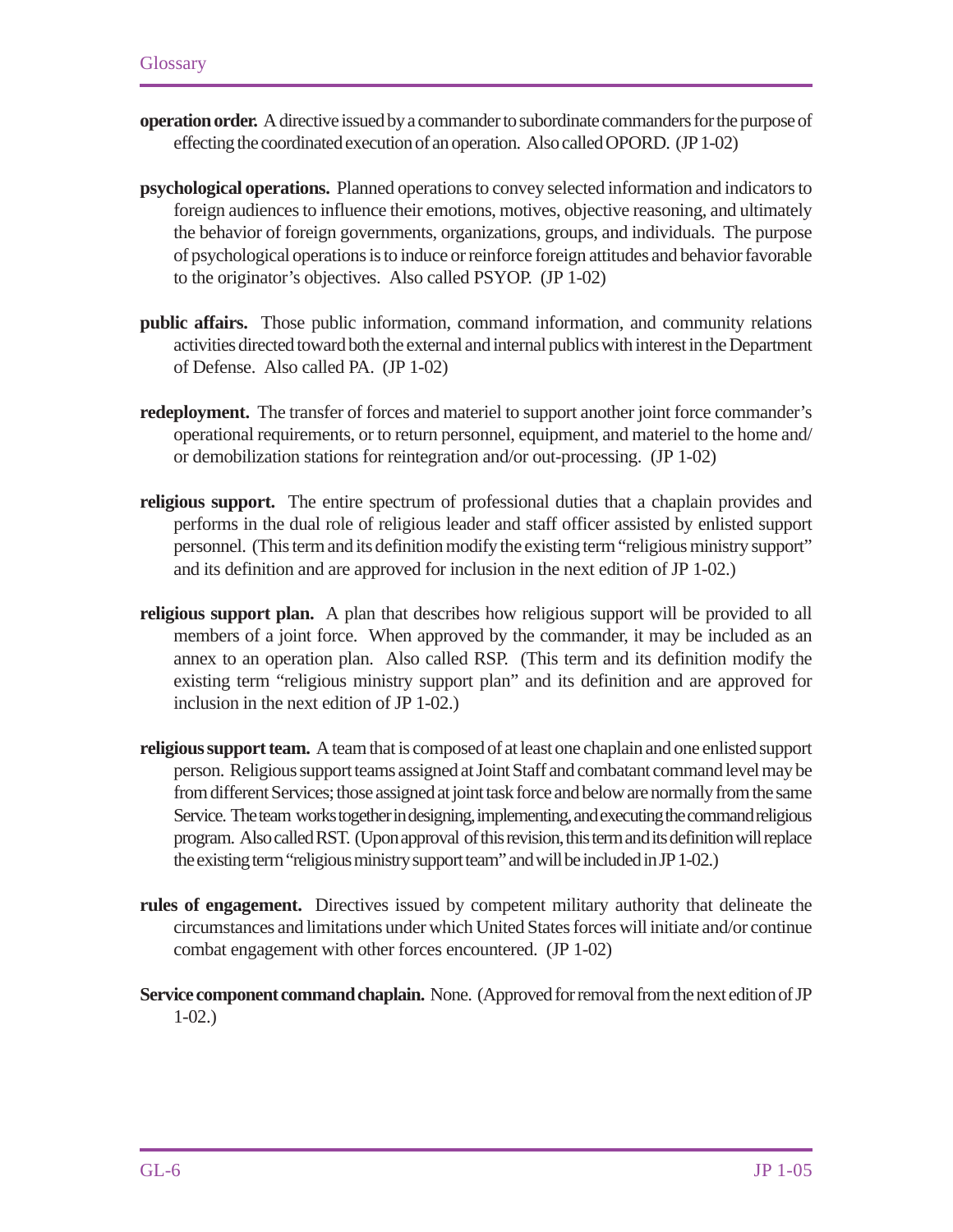**operation order.** A directive issued by a commander to subordinate commanders for the purpose of effecting the coordinated execution of an operation. Also called OPORD. (JP 1-02)

**psychological operations.** Planned operations to convey selected information and indicators to foreign audiences to influence their emotions, motives, objective reasoning, and ultimately the behavior of foreign governments, organizations, groups, and individuals. The purpose of psychological operations is to induce or reinforce foreign attitudes and behavior favorable to the originator's objectives. Also called PSYOP. (JP 1-02)

**public affairs.** Those public information, command information, and community relations activities directed toward both the external and internal publics with interest in the Department of Defense. Also called PA. (JP 1-02)

**redeployment.** The transfer of forces and materiel to support another joint force commander's operational requirements, or to return personnel, equipment, and materiel to the home and/ or demobilization stations for reintegration and/or out-processing. (JP 1-02)

**religious support.** The entire spectrum of professional duties that a chaplain provides and performs in the dual role of religious leader and staff officer assisted by enlisted support personnel. (This term and its definition modify the existing term "religious ministry support" and its definition and are approved for inclusion in the next edition of JP 1-02.)

**religious support plan.** A plan that describes how religious support will be provided to all members of a joint force. When approved by the commander, it may be included as an annex to an operation plan. Also called RSP. (This term and its definition modify the existing term "religious ministry support plan" and its definition and are approved for inclusion in the next edition of JP 1-02.)

**religious support team.** A team that is composed of at least one chaplain and one enlisted support person. Religious support teams assigned at Joint Staff and combatant command level may be from different Services; those assigned at joint task force and below are normally from the same Service. The team works together in designing, implementing, and executing the command religious program. Also called RST. (Upon approval of this revision, this term and its definition will replace the existing term "religious ministry support team" and will be included in JP 1-02.)

**rules of engagement.** Directives issued by competent military authority that delineate the circumstances and limitations under which United States forces will initiate and/or continue combat engagement with other forces encountered. (JP 1-02)

**Service component command chaplain.** None. (Approved for removal from the next edition of JP 1-02.)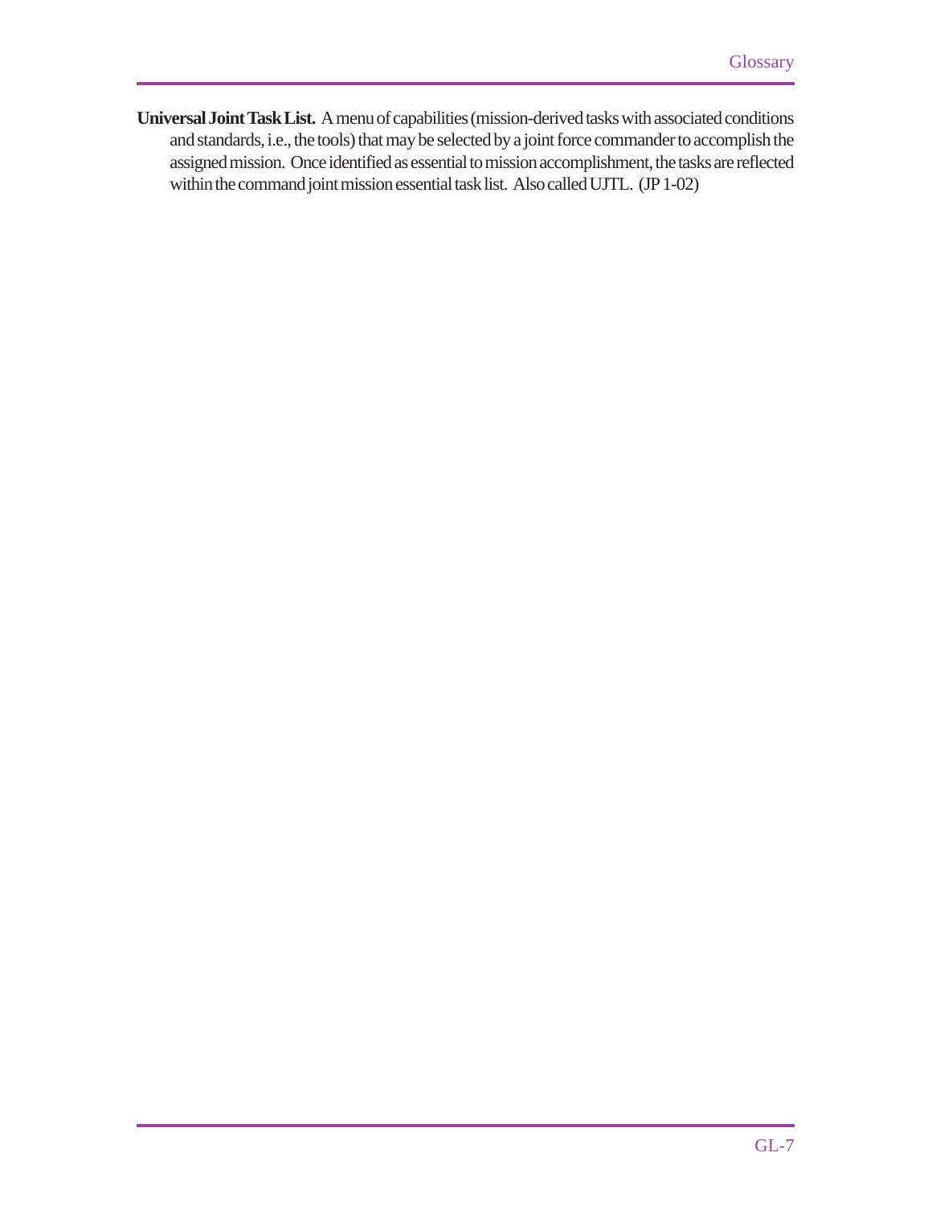**Universal Joint Task List.** A menu of capabilities (mission-derived tasks with associated conditions and standards, i.e., the tools) that may be selected by a joint force commander to accomplish the assigned mission. Once identified as essential to mission accomplishment, the tasks are reflected within the command joint mission essential task list. Also called UJTL. (JP 1-02)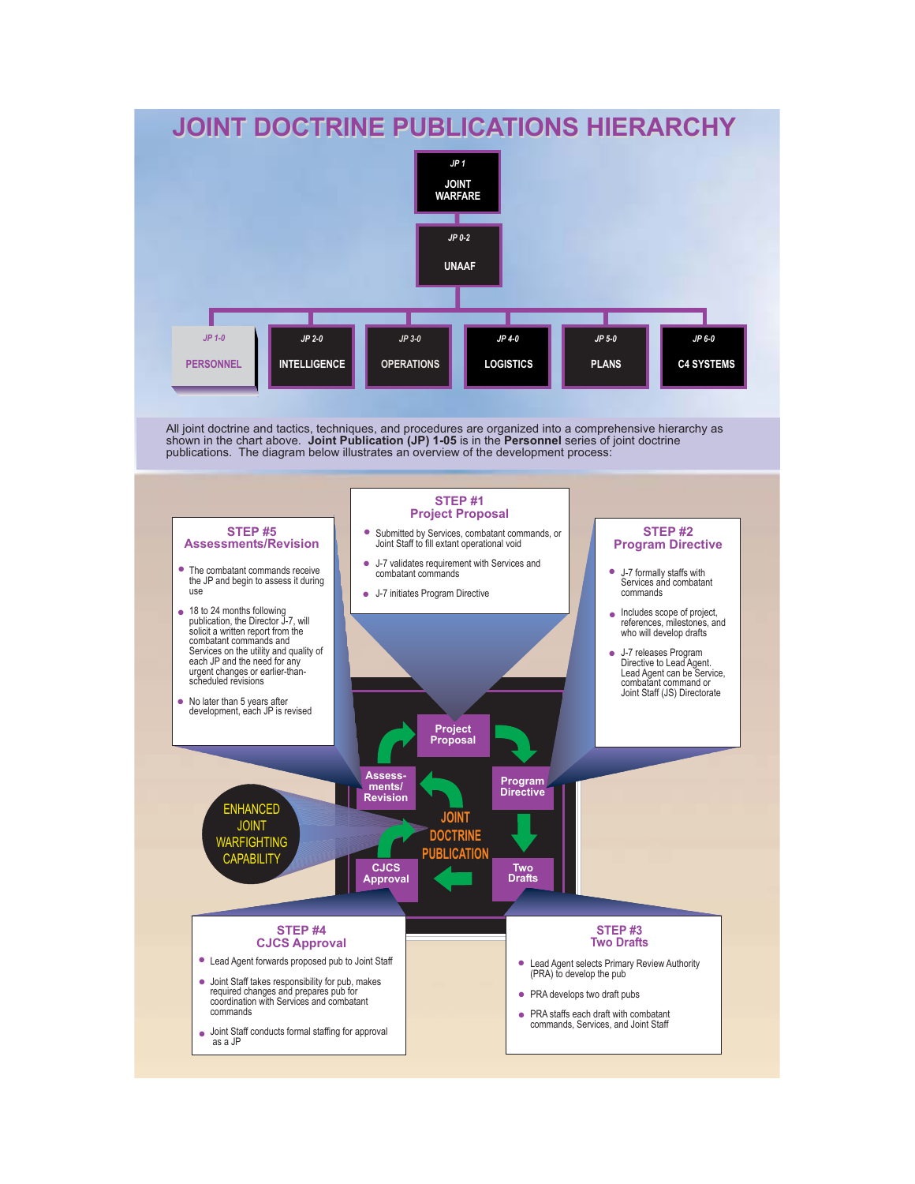# JOINT DOCTRINE PUBLICATIONS HIERARCHY

**JP 1** JOINT WARFARE

**JP 0-2** UNAAF

| JP 1-0 | JP 2-0 | JP 3-0 | JP 4-0 | JP 5-0 | JP 6-0 |
|---|---|---|---|---|---|
| PERSONNEL | INTELLIGENCE | OPERATIONS | LOGISTICS | PLANS | C4 SYSTEMS |

All joint doctrine and tactics, techniques, and procedures are organized into a comprehensive hierarchy as shown in the chart above. **Joint Publication (JP) 1-05** is in the **Personnel** series of joint doctrine publications. The diagram below illustrates an overview of the development process:

## STEP #1 Project Proposal

- Submitted by Services, combatant commands, or Joint Staff to fill extant operational void
- J-7 validates requirement with Services and combatant commands
- J-7 initiates Program Directive

## STEP #2 Program Directive

- J-7 formally staffs with Services and combatant commands
- Includes scope of project, references, milestones, and who will develop drafts
- J-7 releases Program Directive to Lead Agent. Lead Agent can be Service, combatant command or Joint Staff (JS) Directorate

## STEP #3 Two Drafts

- Lead Agent selects Primary Review Authority (PRA) to develop the pub
- PRA develops two draft pubs
- PRA staffs each draft with combatant commands, Services, and Joint Staff

## STEP #4 CJCS Approval

- Lead Agent forwards proposed pub to Joint Staff
- Joint Staff takes responsibility for pub, makes required changes and prepares pub for coordination with Services and combatant commands
- Joint Staff conducts formal staffing for approval as a JP

## STEP #5 Assessments/Revision

- The combatant commands receive the JP and begin to assess it during use
- 18 to 24 months following publication, the Director J-7, will solicit a written report from the combatant commands and Services on the utility and quality of each JP and the need for any urgent changes or earlier-than-scheduled revisions
- No later than 5 years after development, each JP is revised

JOINT DOCTRINE PUBLICATION cycle: Project Proposal → Program Directive → Two Drafts → CJCS Approval → Assessments/Revision

ENHANCED JOINT WARFIGHTING CAPABILITY